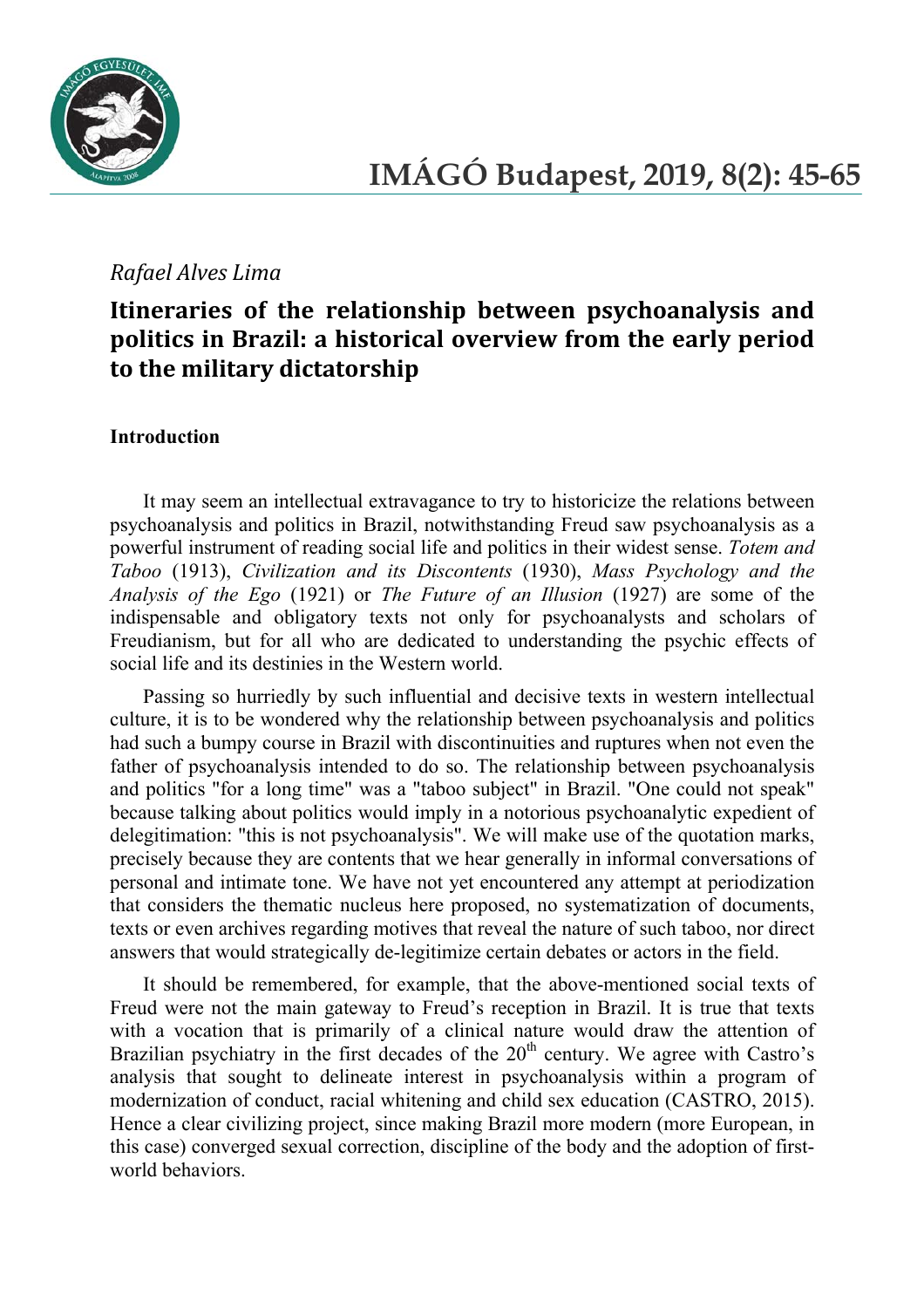*Rafael Alves Lima*

# Itineraries of the relationship between psychoanalysis and politics in Brazil: a historical overview from the early period to the military dictatorship

**Introduction**

It may seem an intellectual extravagance to try to historicize the relations between psychoanalysis and politics in Brazil, notwithstanding Freud saw psychoanalysis as a powerful instrument of reading social life and politics in their widest sense. *Totem and Taboo* (1913), *Civilization and its Discontents* (1930), *Mass Psychology and the Analysis of the Ego* (1921) or *The Future of an Illusion* (1927) are some of the indispensable and obligatory texts not only for psychoanalysts and scholars of Freudianism, but for all who are dedicated to understanding the psychic effects of social life and its destinies in the Western world.

Passing so hurriedly by such influential and decisive texts in western intellectual culture, it is to be wondered why the relationship between psychoanalysis and politics had such a bumpy course in Brazil with discontinuities and ruptures when not even the father of psychoanalysis intended to do so. The relationship between psychoanalysis and politics "for a long time" was a "taboo subject" in Brazil. "One could not speak" because talking about politics would imply in a notorious psychoanalytic expedient of delegitimation: "this is not psychoanalysis". We will make use of the quotation marks, precisely because they are contents that we hear generally in informal conversations of personal and intimate tone. We have not yet encountered any attempt at periodization that considers the thematic nucleus here proposed, no systematization of documents, texts or even archives regarding motives that reveal the nature of such taboo, nor direct answers that would strategically de-legitimize certain debates or actors in the field.

It should be remembered, for example, that the above-mentioned social texts of Freud were not the main gateway to Freud's reception in Brazil. It is true that texts with a vocation that is primarily of a clinical nature would draw the attention of Brazilian psychiatry in the first decades of the 20th century. We agree with Castro's analysis that sought to delineate interest in psychoanalysis within a program of modernization of conduct, racial whitening and child sex education (CASTRO, 2015). Hence a clear civilizing project, since making Brazil more modern (more European, in this case) converged sexual correction, discipline of the body and the adoption of first-world behaviors.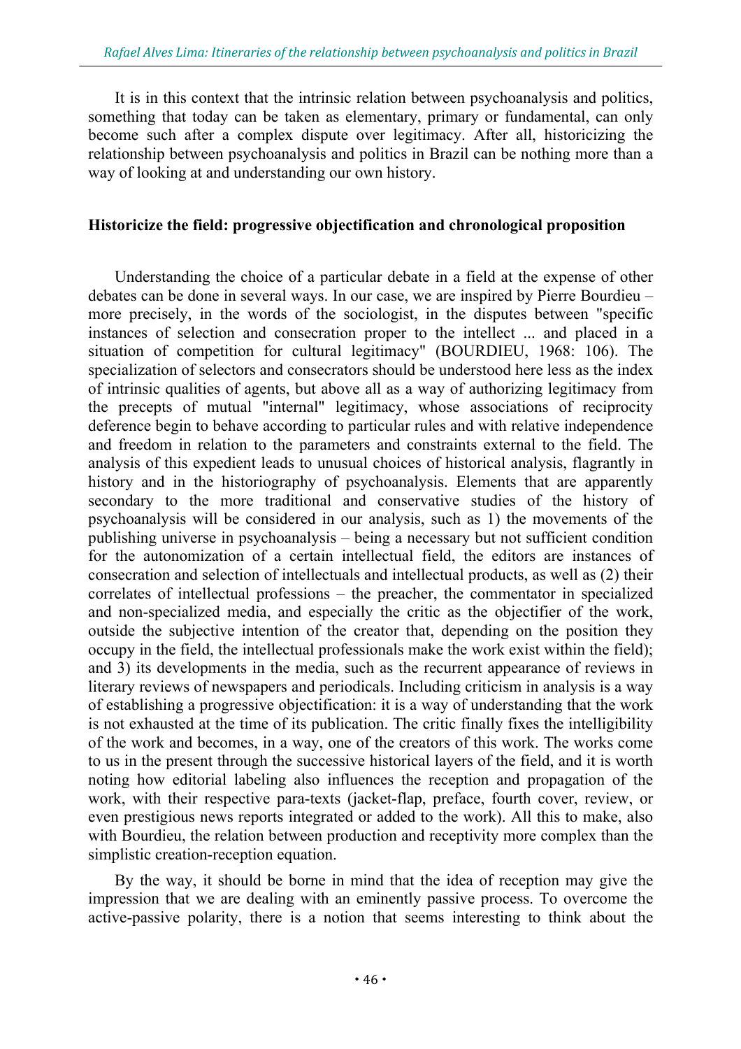It is in this context that the intrinsic relation between psychoanalysis and politics, something that today can be taken as elementary, primary or fundamental, can only become such after a complex dispute over legitimacy. After all, historicizing the relationship between psychoanalysis and politics in Brazil can be nothing more than a way of looking at and understanding our own history.

## Historicize the field: progressive objectification and chronological proposition

Understanding the choice of a particular debate in a field at the expense of other debates can be done in several ways. In our case, we are inspired by Pierre Bourdieu – more precisely, in the words of the sociologist, in the disputes between "specific instances of selection and consecration proper to the intellect ... and placed in a situation of competition for cultural legitimacy" (BOURDIEU, 1968: 106). The specialization of selectors and consecrators should be understood here less as the index of intrinsic qualities of agents, but above all as a way of authorizing legitimacy from the precepts of mutual "internal" legitimacy, whose associations of reciprocity deference begin to behave according to particular rules and with relative independence and freedom in relation to the parameters and constraints external to the field. The analysis of this expedient leads to unusual choices of historical analysis, flagrantly in history and in the historiography of psychoanalysis. Elements that are apparently secondary to the more traditional and conservative studies of the history of psychoanalysis will be considered in our analysis, such as 1) the movements of the publishing universe in psychoanalysis – being a necessary but not sufficient condition for the autonomization of a certain intellectual field, the editors are instances of consecration and selection of intellectuals and intellectual products, as well as (2) their correlates of intellectual professions – the preacher, the commentator in specialized and non-specialized media, and especially the critic as the objectifier of the work, outside the subjective intention of the creator that, depending on the position they occupy in the field, the intellectual professionals make the work exist within the field); and 3) its developments in the media, such as the recurrent appearance of reviews in literary reviews of newspapers and periodicals. Including criticism in analysis is a way of establishing a progressive objectification: it is a way of understanding that the work is not exhausted at the time of its publication. The critic finally fixes the intelligibility of the work and becomes, in a way, one of the creators of this work. The works come to us in the present through the successive historical layers of the field, and it is worth noting how editorial labeling also influences the reception and propagation of the work, with their respective para-texts (jacket-flap, preface, fourth cover, review, or even prestigious news reports integrated or added to the work). All this to make, also with Bourdieu, the relation between production and receptivity more complex than the simplistic creation-reception equation.

By the way, it should be borne in mind that the idea of reception may give the impression that we are dealing with an eminently passive process. To overcome the active-passive polarity, there is a notion that seems interesting to think about the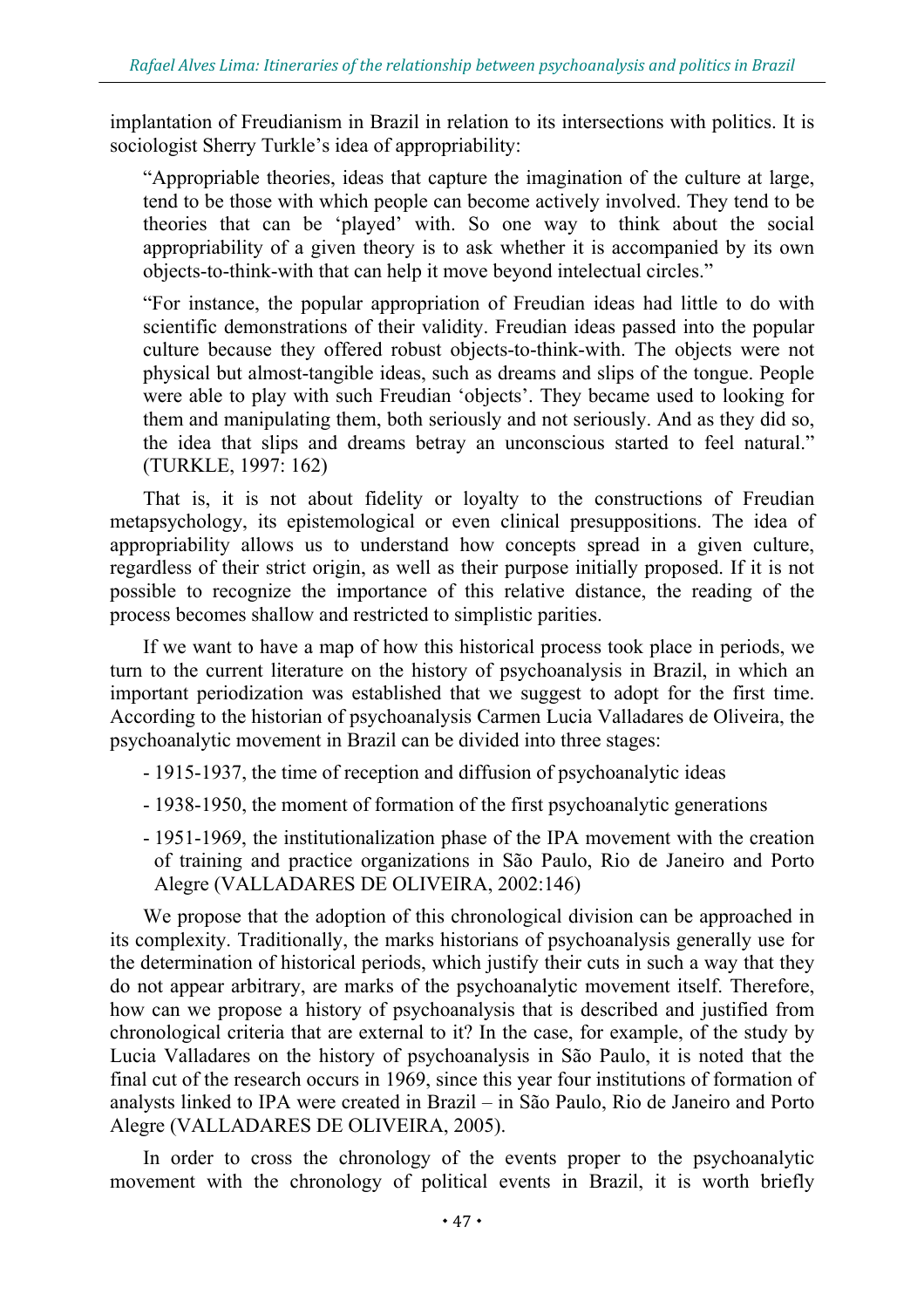implantation of Freudianism in Brazil in relation to its intersections with politics. It is sociologist Sherry Turkle's idea of appropriability:

> "Appropriable theories, ideas that capture the imagination of the culture at large, tend to be those with which people can become actively involved. They tend to be theories that can be 'played' with. So one way to think about the social appropriability of a given theory is to ask whether it is accompanied by its own objects-to-think-with that can help it move beyond intelectual circles."
>
> "For instance, the popular appropriation of Freudian ideas had little to do with scientific demonstrations of their validity. Freudian ideas passed into the popular culture because they offered robust objects-to-think-with. The objects were not physical but almost-tangible ideas, such as dreams and slips of the tongue. People were able to play with such Freudian 'objects'. They became used to looking for them and manipulating them, both seriously and not seriously. And as they did so, the idea that slips and dreams betray an unconscious started to feel natural." (TURKLE, 1997: 162)

That is, it is not about fidelity or loyalty to the constructions of Freudian metapsychology, its epistemological or even clinical presuppositions. The idea of appropriability allows us to understand how concepts spread in a given culture, regardless of their strict origin, as well as their purpose initially proposed. If it is not possible to recognize the importance of this relative distance, the reading of the process becomes shallow and restricted to simplistic parities.

If we want to have a map of how this historical process took place in periods, we turn to the current literature on the history of psychoanalysis in Brazil, in which an important periodization was established that we suggest to adopt for the first time. According to the historian of psychoanalysis Carmen Lucia Valladares de Oliveira, the psychoanalytic movement in Brazil can be divided into three stages:

- 1915-1937, the time of reception and diffusion of psychoanalytic ideas
- 1938-1950, the moment of formation of the first psychoanalytic generations
- 1951-1969, the institutionalization phase of the IPA movement with the creation of training and practice organizations in São Paulo, Rio de Janeiro and Porto Alegre (VALLADARES DE OLIVEIRA, 2002:146)

We propose that the adoption of this chronological division can be approached in its complexity. Traditionally, the marks historians of psychoanalysis generally use for the determination of historical periods, which justify their cuts in such a way that they do not appear arbitrary, are marks of the psychoanalytic movement itself. Therefore, how can we propose a history of psychoanalysis that is described and justified from chronological criteria that are external to it? In the case, for example, of the study by Lucia Valladares on the history of psychoanalysis in São Paulo, it is noted that the final cut of the research occurs in 1969, since this year four institutions of formation of analysts linked to IPA were created in Brazil – in São Paulo, Rio de Janeiro and Porto Alegre (VALLADARES DE OLIVEIRA, 2005).

In order to cross the chronology of the events proper to the psychoanalytic movement with the chronology of political events in Brazil, it is worth briefly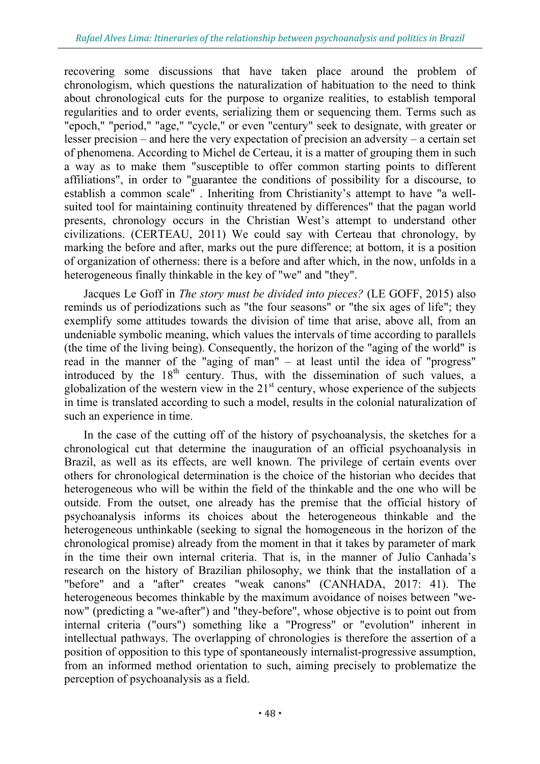recovering some discussions that have taken place around the problem of chronologism, which questions the naturalization of habituation to the need to think about chronological cuts for the purpose to organize realities, to establish temporal regularities and to order events, serializing them or sequencing them. Terms such as "epoch," "period," "age," "cycle," or even "century" seek to designate, with greater or lesser precision – and here the very expectation of precision an adversity – a certain set of phenomena. According to Michel de Certeau, it is a matter of grouping them in such a way as to make them "susceptible to offer common starting points to different affiliations", in order to "guarantee the conditions of possibility for a discourse, to establish a common scale" . Inheriting from Christianity's attempt to have "a well-suited tool for maintaining continuity threatened by differences" that the pagan world presents, chronology occurs in the Christian West's attempt to understand other civilizations. (CERTEAU, 2011) We could say with Certeau that chronology, by marking the before and after, marks out the pure difference; at bottom, it is a position of organization of otherness: there is a before and after which, in the now, unfolds in a heterogeneous finally thinkable in the key of "we" and "they".

Jacques Le Goff in *The story must be divided into pieces?* (LE GOFF, 2015) also reminds us of periodizations such as "the four seasons" or "the six ages of life"; they exemplify some attitudes towards the division of time that arise, above all, from an undeniable symbolic meaning, which values the intervals of time according to parallels (the time of the living being). Consequently, the horizon of the "aging of the world" is read in the manner of the "aging of man" – at least until the idea of "progress" introduced by the 18th century. Thus, with the dissemination of such values, a globalization of the western view in the 21st century, whose experience of the subjects in time is translated according to such a model, results in the colonial naturalization of such an experience in time.

In the case of the cutting off of the history of psychoanalysis, the sketches for a chronological cut that determine the inauguration of an official psychoanalysis in Brazil, as well as its effects, are well known. The privilege of certain events over others for chronological determination is the choice of the historian who decides that heterogeneous who will be within the field of the thinkable and the one who will be outside. From the outset, one already has the premise that the official history of psychoanalysis informs its choices about the heterogeneous thinkable and the heterogeneous unthinkable (seeking to signal the homogeneous in the horizon of the chronological promise) already from the moment in that it takes by parameter of mark in the time their own internal criteria. That is, in the manner of Julio Canhada's research on the history of Brazilian philosophy, we think that the installation of a "before" and a "after" creates "weak canons" (CANHADA, 2017: 41). The heterogeneous becomes thinkable by the maximum avoidance of noises between "we-now" (predicting a "we-after") and "they-before", whose objective is to point out from internal criteria ("ours") something like a "Progress" or "evolution" inherent in intellectual pathways. The overlapping of chronologies is therefore the assertion of a position of opposition to this type of spontaneously internalist-progressive assumption, from an informed method orientation to such, aiming precisely to problematize the perception of psychoanalysis as a field.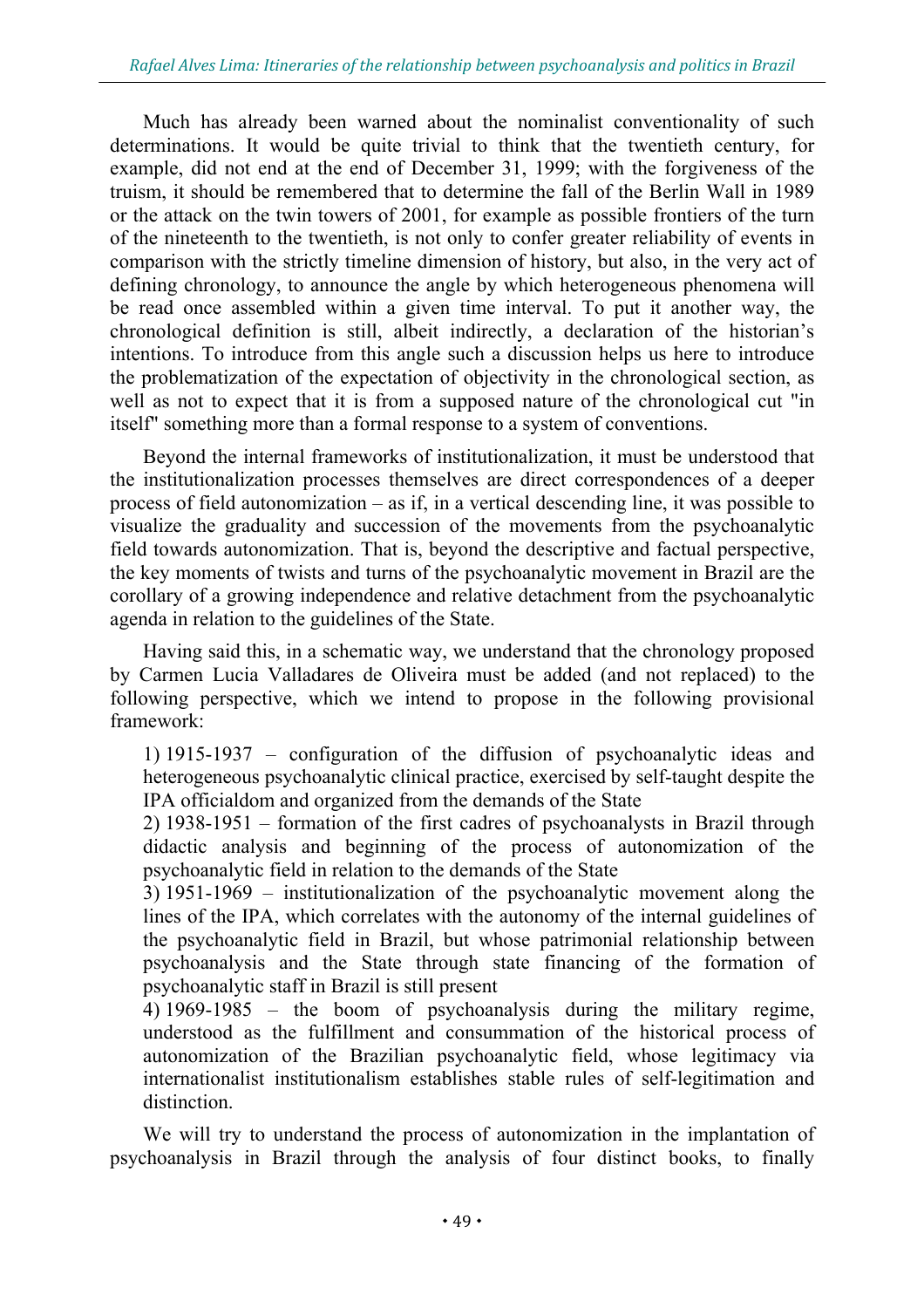Much has already been warned about the nominalist conventionality of such determinations. It would be quite trivial to think that the twentieth century, for example, did not end at the end of December 31, 1999; with the forgiveness of the truism, it should be remembered that to determine the fall of the Berlin Wall in 1989 or the attack on the twin towers of 2001, for example as possible frontiers of the turn of the nineteenth to the twentieth, is not only to confer greater reliability of events in comparison with the strictly timeline dimension of history, but also, in the very act of defining chronology, to announce the angle by which heterogeneous phenomena will be read once assembled within a given time interval. To put it another way, the chronological definition is still, albeit indirectly, a declaration of the historian's intentions. To introduce from this angle such a discussion helps us here to introduce the problematization of the expectation of objectivity in the chronological section, as well as not to expect that it is from a supposed nature of the chronological cut "in itself" something more than a formal response to a system of conventions.

Beyond the internal frameworks of institutionalization, it must be understood that the institutionalization processes themselves are direct correspondences of a deeper process of field autonomization – as if, in a vertical descending line, it was possible to visualize the graduality and succession of the movements from the psychoanalytic field towards autonomization. That is, beyond the descriptive and factual perspective, the key moments of twists and turns of the psychoanalytic movement in Brazil are the corollary of a growing independence and relative detachment from the psychoanalytic agenda in relation to the guidelines of the State.

Having said this, in a schematic way, we understand that the chronology proposed by Carmen Lucia Valladares de Oliveira must be added (and not replaced) to the following perspective, which we intend to propose in the following provisional framework:

1) 1915-1937 – configuration of the diffusion of psychoanalytic ideas and heterogeneous psychoanalytic clinical practice, exercised by self-taught despite the IPA officialdom and organized from the demands of the State
2) 1938-1951 – formation of the first cadres of psychoanalysts in Brazil through didactic analysis and beginning of the process of autonomization of the psychoanalytic field in relation to the demands of the State
3) 1951-1969 – institutionalization of the psychoanalytic movement along the lines of the IPA, which correlates with the autonomy of the internal guidelines of the psychoanalytic field in Brazil, but whose patrimonial relationship between psychoanalysis and the State through state financing of the formation of psychoanalytic staff in Brazil is still present
4) 1969-1985 – the boom of psychoanalysis during the military regime, understood as the fulfillment and consummation of the historical process of autonomization of the Brazilian psychoanalytic field, whose legitimacy via internationalist institutionalism establishes stable rules of self-legitimation and distinction.

We will try to understand the process of autonomization in the implantation of psychoanalysis in Brazil through the analysis of four distinct books, to finally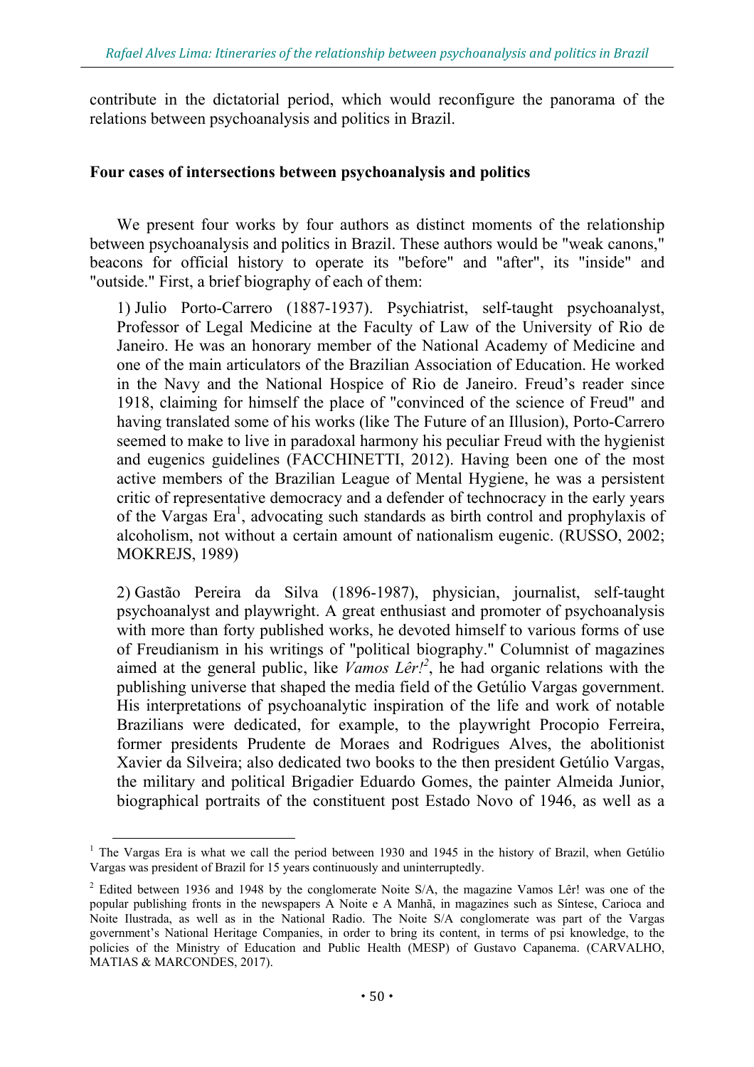contribute in the dictatorial period, which would reconfigure the panorama of the relations between psychoanalysis and politics in Brazil.

## Four cases of intersections between psychoanalysis and politics

We present four works by four authors as distinct moments of the relationship between psychoanalysis and politics in Brazil. These authors would be "weak canons," beacons for official history to operate its "before" and "after", its "inside" and "outside." First, a brief biography of each of them:

1) Julio Porto-Carrero (1887-1937). Psychiatrist, self-taught psychoanalyst, Professor of Legal Medicine at the Faculty of Law of the University of Rio de Janeiro. He was an honorary member of the National Academy of Medicine and one of the main articulators of the Brazilian Association of Education. He worked in the Navy and the National Hospice of Rio de Janeiro. Freud's reader since 1918, claiming for himself the place of "convinced of the science of Freud" and having translated some of his works (like The Future of an Illusion), Porto-Carrero seemed to make to live in paradoxal harmony his peculiar Freud with the hygienist and eugenics guidelines (FACCHINETTI, 2012). Having been one of the most active members of the Brazilian League of Mental Hygiene, he was a persistent critic of representative democracy and a defender of technocracy in the early years of the Vargas Era[1], advocating such standards as birth control and prophylaxis of alcoholism, not without a certain amount of nationalism eugenic. (RUSSO, 2002; MOKREJS, 1989)

2) Gastão Pereira da Silva (1896-1987), physician, journalist, self-taught psychoanalyst and playwright. A great enthusiast and promoter of psychoanalysis with more than forty published works, he devoted himself to various forms of use of Freudianism in his writings of "political biography." Columnist of magazines aimed at the general public, like *Vamos Lêr!*[2], he had organic relations with the publishing universe that shaped the media field of the Getúlio Vargas government. His interpretations of psychoanalytic inspiration of the life and work of notable Brazilians were dedicated, for example, to the playwright Procopio Ferreira, former presidents Prudente de Moraes and Rodrigues Alves, the abolitionist Xavier da Silveira; also dedicated two books to the then president Getúlio Vargas, the military and political Brigadier Eduardo Gomes, the painter Almeida Junior, biographical portraits of the constituent post Estado Novo of 1946, as well as a

[1] The Vargas Era is what we call the period between 1930 and 1945 in the history of Brazil, when Getúlio Vargas was president of Brazil for 15 years continuously and uninterruptedly.

[2] Edited between 1936 and 1948 by the conglomerate Noite S/A, the magazine Vamos Lêr! was one of the popular publishing fronts in the newspapers A Noite e A Manhã, in magazines such as Síntese, Carioca and Noite Ilustrada, as well as in the National Radio. The Noite S/A conglomerate was part of the Vargas government's National Heritage Companies, in order to bring its content, in terms of psi knowledge, to the policies of the Ministry of Education and Public Health (MESP) of Gustavo Capanema. (CARVALHO, MATIAS & MARCONDES, 2017).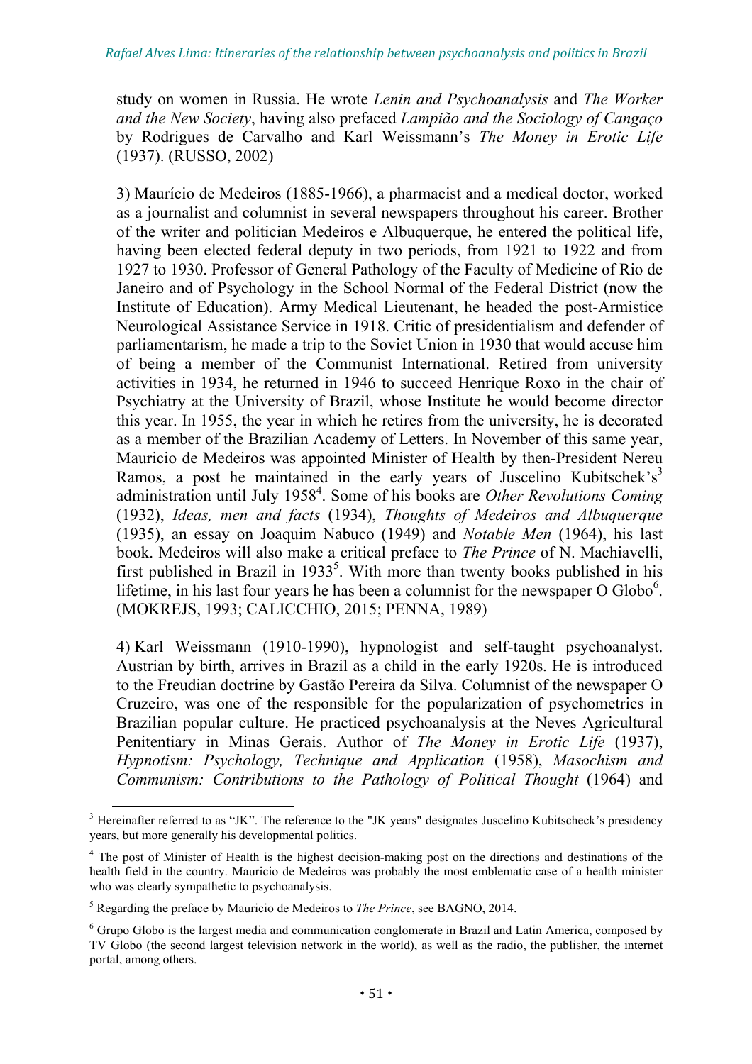study on women in Russia. He wrote *Lenin and Psychoanalysis* and *The Worker and the New Society*, having also prefaced *Lampião and the Sociology of Cangaço* by Rodrigues de Carvalho and Karl Weissmann's *The Money in Erotic Life* (1937). (RUSSO, 2002)

3) Maurício de Medeiros (1885-1966), a pharmacist and a medical doctor, worked as a journalist and columnist in several newspapers throughout his career. Brother of the writer and politician Medeiros e Albuquerque, he entered the political life, having been elected federal deputy in two periods, from 1921 to 1922 and from 1927 to 1930. Professor of General Pathology of the Faculty of Medicine of Rio de Janeiro and of Psychology in the School Normal of the Federal District (now the Institute of Education). Army Medical Lieutenant, he headed the post-Armistice Neurological Assistance Service in 1918. Critic of presidentialism and defender of parliamentarism, he made a trip to the Soviet Union in 1930 that would accuse him of being a member of the Communist International. Retired from university activities in 1934, he returned in 1946 to succeed Henrique Roxo in the chair of Psychiatry at the University of Brazil, whose Institute he would become director this year. In 1955, the year in which he retires from the university, he is decorated as a member of the Brazilian Academy of Letters. In November of this same year, Mauricio de Medeiros was appointed Minister of Health by then-President Nereu Ramos, a post he maintained in the early years of Juscelino Kubitschek's[3] administration until July 1958[4]. Some of his books are *Other Revolutions Coming* (1932), *Ideas, men and facts* (1934), *Thoughts of Medeiros and Albuquerque* (1935), an essay on Joaquim Nabuco (1949) and *Notable Men* (1964), his last book. Medeiros will also make a critical preface to *The Prince* of N. Machiavelli, first published in Brazil in 1933[5]. With more than twenty books published in his lifetime, in his last four years he has been a columnist for the newspaper O Globo[6]. (MOKREJS, 1993; CALICCHIO, 2015; PENNA, 1989)

4) Karl Weissmann (1910-1990), hypnologist and self-taught psychoanalyst. Austrian by birth, arrives in Brazil as a child in the early 1920s. He is introduced to the Freudian doctrine by Gastão Pereira da Silva. Columnist of the newspaper O Cruzeiro, was one of the responsible for the popularization of psychometrics in Brazilian popular culture. He practiced psychoanalysis at the Neves Agricultural Penitentiary in Minas Gerais. Author of *The Money in Erotic Life* (1937), *Hypnotism: Psychology, Technique and Application* (1958), *Masochism and Communism: Contributions to the Pathology of Political Thought* (1964) and

---

[3] Hereinafter referred to as "JK". The reference to the "JK years" designates Juscelino Kubitscheck's presidency years, but more generally his developmental politics.

[4] The post of Minister of Health is the highest decision-making post on the directions and destinations of the health field in the country. Mauricio de Medeiros was probably the most emblematic case of a health minister who was clearly sympathetic to psychoanalysis.

[5] Regarding the preface by Mauricio de Medeiros to *The Prince*, see BAGNO, 2014.

[6] Grupo Globo is the largest media and communication conglomerate in Brazil and Latin America, composed by TV Globo (the second largest television network in the world), as well as the radio, the publisher, the internet portal, among others.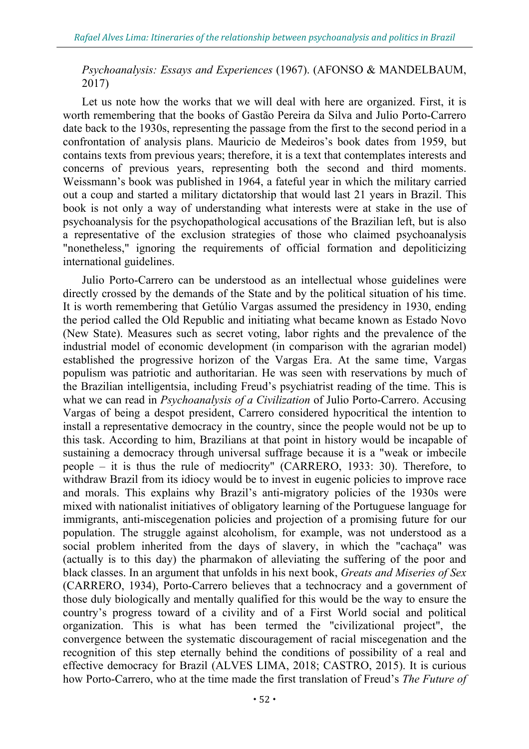*Psychoanalysis: Essays and Experiences* (1967). (AFONSO & MANDELBAUM, 2017)

Let us note how the works that we will deal with here are organized. First, it is worth remembering that the books of Gastão Pereira da Silva and Julio Porto-Carrero date back to the 1930s, representing the passage from the first to the second period in a confrontation of analysis plans. Mauricio de Medeiros's book dates from 1959, but contains texts from previous years; therefore, it is a text that contemplates interests and concerns of previous years, representing both the second and third moments. Weissmann's book was published in 1964, a fateful year in which the military carried out a coup and started a military dictatorship that would last 21 years in Brazil. This book is not only a way of understanding what interests were at stake in the use of psychoanalysis for the psychopathological accusations of the Brazilian left, but is also a representative of the exclusion strategies of those who claimed psychoanalysis "nonetheless," ignoring the requirements of official formation and depoliticizing international guidelines.

Julio Porto-Carrero can be understood as an intellectual whose guidelines were directly crossed by the demands of the State and by the political situation of his time. It is worth remembering that Getúlio Vargas assumed the presidency in 1930, ending the period called the Old Republic and initiating what became known as Estado Novo (New State). Measures such as secret voting, labor rights and the prevalence of the industrial model of economic development (in comparison with the agrarian model) established the progressive horizon of the Vargas Era. At the same time, Vargas populism was patriotic and authoritarian. He was seen with reservations by much of the Brazilian intelligentsia, including Freud's psychiatrist reading of the time. This is what we can read in *Psychoanalysis of a Civilization* of Julio Porto-Carrero. Accusing Vargas of being a despot president, Carrero considered hypocritical the intention to install a representative democracy in the country, since the people would not be up to this task. According to him, Brazilians at that point in history would be incapable of sustaining a democracy through universal suffrage because it is a "weak or imbecile people – it is thus the rule of mediocrity" (CARRERO, 1933: 30). Therefore, to withdraw Brazil from its idiocy would be to invest in eugenic policies to improve race and morals. This explains why Brazil's anti-migratory policies of the 1930s were mixed with nationalist initiatives of obligatory learning of the Portuguese language for immigrants, anti-miscegenation policies and projection of a promising future for our population. The struggle against alcoholism, for example, was not understood as a social problem inherited from the days of slavery, in which the "cachaça" was (actually is to this day) the pharmakon of alleviating the suffering of the poor and black classes. In an argument that unfolds in his next book, *Greats and Miseries of Sex* (CARRERO, 1934), Porto-Carrero believes that a technocracy and a government of those duly biologically and mentally qualified for this would be the way to ensure the country's progress toward of a civility and of a First World social and political organization. This is what has been termed the "civilizational project", the convergence between the systematic discouragement of racial miscegenation and the recognition of this step eternally behind the conditions of possibility of a real and effective democracy for Brazil (ALVES LIMA, 2018; CASTRO, 2015). It is curious how Porto-Carrero, who at the time made the first translation of Freud's *The Future of*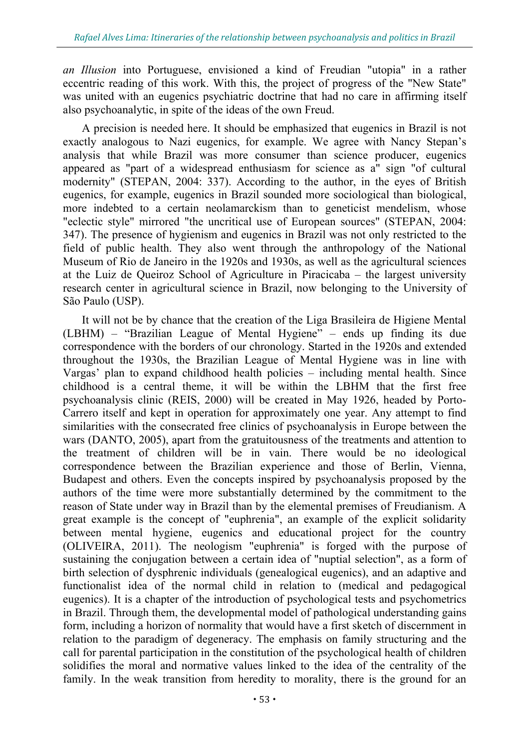*an Illusion* into Portuguese, envisioned a kind of Freudian "utopia" in a rather eccentric reading of this work. With this, the project of progress of the "New State" was united with an eugenics psychiatric doctrine that had no care in affirming itself also psychoanalytic, in spite of the ideas of the own Freud.

A precision is needed here. It should be emphasized that eugenics in Brazil is not exactly analogous to Nazi eugenics, for example. We agree with Nancy Stepan's analysis that while Brazil was more consumer than science producer, eugenics appeared as "part of a widespread enthusiasm for science as a" sign "of cultural modernity" (STEPAN, 2004: 337). According to the author, in the eyes of British eugenics, for example, eugenics in Brazil sounded more sociological than biological, more indebted to a certain neolamarckism than to geneticist mendelism, whose "eclectic style" mirrored "the uncritical use of European sources" (STEPAN, 2004: 347). The presence of hygienism and eugenics in Brazil was not only restricted to the field of public health. They also went through the anthropology of the National Museum of Rio de Janeiro in the 1920s and 1930s, as well as the agricultural sciences at the Luiz de Queiroz School of Agriculture in Piracicaba – the largest university research center in agricultural science in Brazil, now belonging to the University of São Paulo (USP).

It will not be by chance that the creation of the Liga Brasileira de Higiene Mental (LBHM) – "Brazilian League of Mental Hygiene" – ends up finding its due correspondence with the borders of our chronology. Started in the 1920s and extended throughout the 1930s, the Brazilian League of Mental Hygiene was in line with Vargas' plan to expand childhood health policies – including mental health. Since childhood is a central theme, it will be within the LBHM that the first free psychoanalysis clinic (REIS, 2000) will be created in May 1926, headed by Porto-Carrero itself and kept in operation for approximately one year. Any attempt to find similarities with the consecrated free clinics of psychoanalysis in Europe between the wars (DANTO, 2005), apart from the gratuitousness of the treatments and attention to the treatment of children will be in vain. There would be no ideological correspondence between the Brazilian experience and those of Berlin, Vienna, Budapest and others. Even the concepts inspired by psychoanalysis proposed by the authors of the time were more substantially determined by the commitment to the reason of State under way in Brazil than by the elemental premises of Freudianism. A great example is the concept of "euphrenia", an example of the explicit solidarity between mental hygiene, eugenics and educational project for the country (OLIVEIRA, 2011). The neologism "euphrenia" is forged with the purpose of sustaining the conjugation between a certain idea of "nuptial selection", as a form of birth selection of dysphrenic individuals (genealogical eugenics), and an adaptive and functionalist idea of the normal child in relation to (medical and pedagogical eugenics). It is a chapter of the introduction of psychological tests and psychometrics in Brazil. Through them, the developmental model of pathological understanding gains form, including a horizon of normality that would have a first sketch of discernment in relation to the paradigm of degeneracy. The emphasis on family structuring and the call for parental participation in the constitution of the psychological health of children solidifies the moral and normative values linked to the idea of the centrality of the family. In the weak transition from heredity to morality, there is the ground for an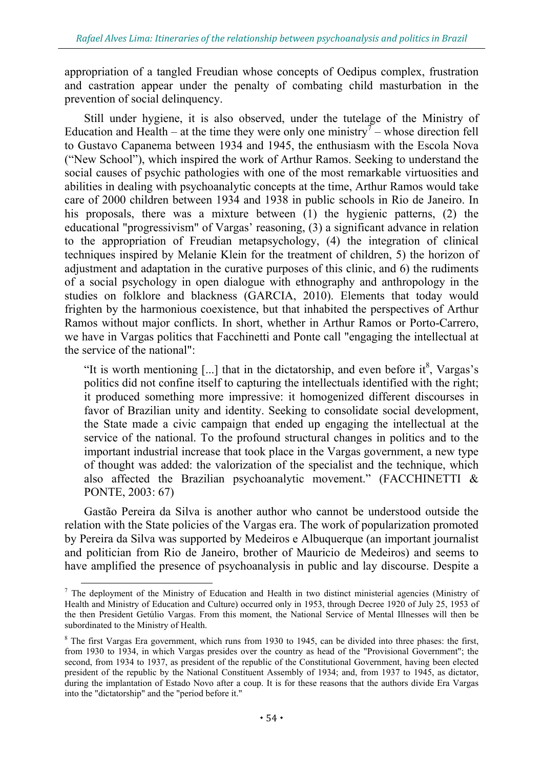appropriation of a tangled Freudian whose concepts of Oedipus complex, frustration and castration appear under the penalty of combating child masturbation in the prevention of social delinquency.

Still under hygiene, it is also observed, under the tutelage of the Ministry of Education and Health – at the time they were only one ministry[7] – whose direction fell to Gustavo Capanema between 1934 and 1945, the enthusiasm with the Escola Nova ("New School"), which inspired the work of Arthur Ramos. Seeking to understand the social causes of psychic pathologies with one of the most remarkable virtuosities and abilities in dealing with psychoanalytic concepts at the time, Arthur Ramos would take care of 2000 children between 1934 and 1938 in public schools in Rio de Janeiro. In his proposals, there was a mixture between (1) the hygienic patterns, (2) the educational "progressivism" of Vargas' reasoning, (3) a significant advance in relation to the appropriation of Freudian metapsychology, (4) the integration of clinical techniques inspired by Melanie Klein for the treatment of children, 5) the horizon of adjustment and adaptation in the curative purposes of this clinic, and 6) the rudiments of a social psychology in open dialogue with ethnography and anthropology in the studies on folklore and blackness (GARCIA, 2010). Elements that today would frighten by the harmonious coexistence, but that inhabited the perspectives of Arthur Ramos without major conflicts. In short, whether in Arthur Ramos or Porto-Carrero, we have in Vargas politics that Facchinetti and Ponte call "engaging the intellectual at the service of the national":

> "It is worth mentioning [...] that in the dictatorship, and even before it[8], Vargas's politics did not confine itself to capturing the intellectuals identified with the right; it produced something more impressive: it homogenized different discourses in favor of Brazilian unity and identity. Seeking to consolidate social development, the State made a civic campaign that ended up engaging the intellectual at the service of the national. To the profound structural changes in politics and to the important industrial increase that took place in the Vargas government, a new type of thought was added: the valorization of the specialist and the technique, which also affected the Brazilian psychoanalytic movement." (FACCHINETTI & PONTE, 2003: 67)

Gastão Pereira da Silva is another author who cannot be understood outside the relation with the State policies of the Vargas era. The work of popularization promoted by Pereira da Silva was supported by Medeiros e Albuquerque (an important journalist and politician from Rio de Janeiro, brother of Mauricio de Medeiros) and seems to have amplified the presence of psychoanalysis in public and lay discourse. Despite a

---

[7] The deployment of the Ministry of Education and Health in two distinct ministerial agencies (Ministry of Health and Ministry of Education and Culture) occurred only in 1953, through Decree 1920 of July 25, 1953 of the then President Getúlio Vargas. From this moment, the National Service of Mental Illnesses will then be subordinated to the Ministry of Health.

[8] The first Vargas Era government, which runs from 1930 to 1945, can be divided into three phases: the first, from 1930 to 1934, in which Vargas presides over the country as head of the "Provisional Government"; the second, from 1934 to 1937, as president of the republic of the Constitutional Government, having been elected president of the republic by the National Constituent Assembly of 1934; and, from 1937 to 1945, as dictator, during the implantation of Estado Novo after a coup. It is for these reasons that the authors divide Era Vargas into the "dictatorship" and the "period before it."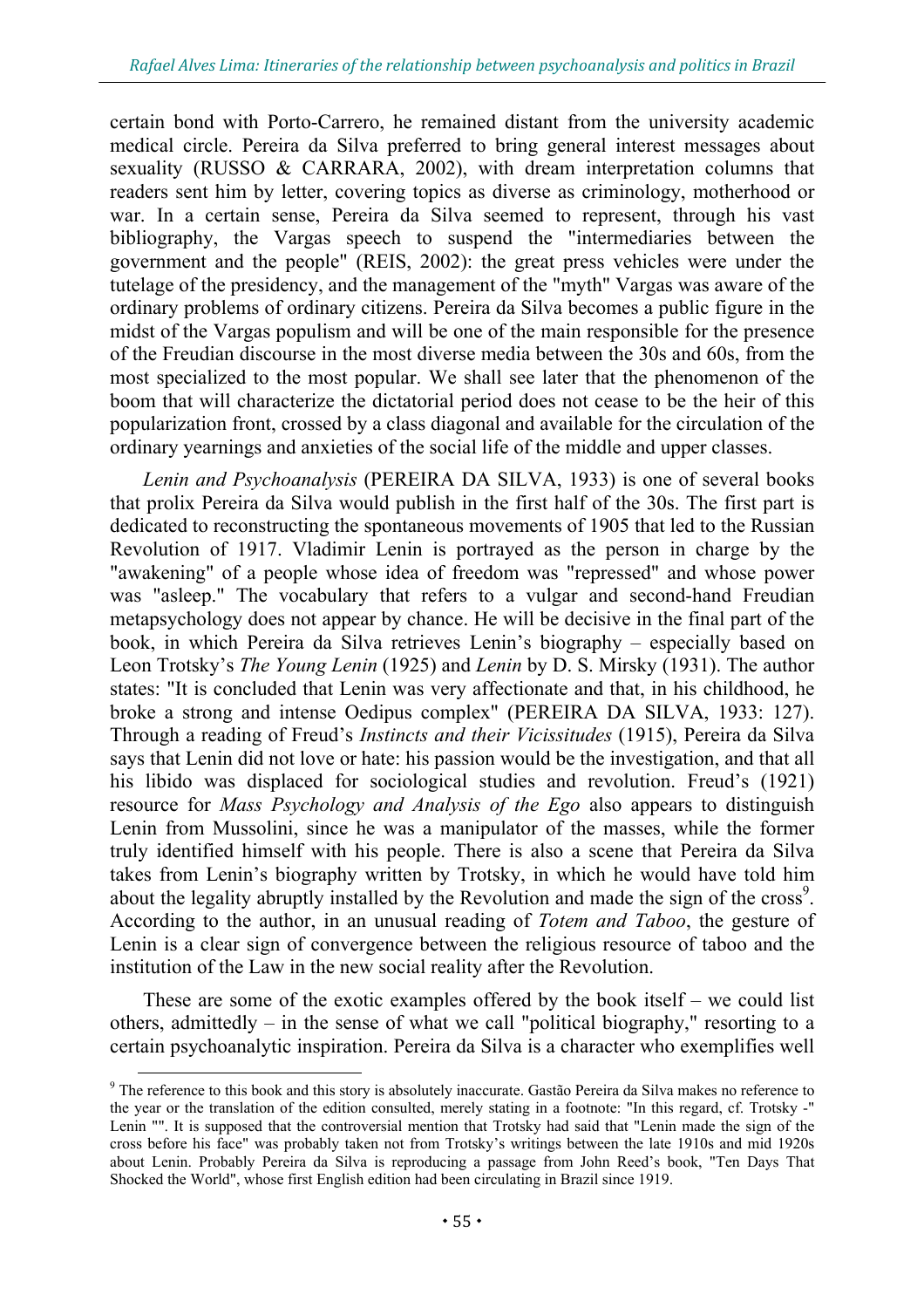certain bond with Porto-Carrero, he remained distant from the university academic medical circle. Pereira da Silva preferred to bring general interest messages about sexuality (RUSSO & CARRARA, 2002), with dream interpretation columns that readers sent him by letter, covering topics as diverse as criminology, motherhood or war. In a certain sense, Pereira da Silva seemed to represent, through his vast bibliography, the Vargas speech to suspend the "intermediaries between the government and the people" (REIS, 2002): the great press vehicles were under the tutelage of the presidency, and the management of the "myth" Vargas was aware of the ordinary problems of ordinary citizens. Pereira da Silva becomes a public figure in the midst of the Vargas populism and will be one of the main responsible for the presence of the Freudian discourse in the most diverse media between the 30s and 60s, from the most specialized to the most popular. We shall see later that the phenomenon of the boom that will characterize the dictatorial period does not cease to be the heir of this popularization front, crossed by a class diagonal and available for the circulation of the ordinary yearnings and anxieties of the social life of the middle and upper classes.

*Lenin and Psychoanalysis* (PEREIRA DA SILVA, 1933) is one of several books that prolix Pereira da Silva would publish in the first half of the 30s. The first part is dedicated to reconstructing the spontaneous movements of 1905 that led to the Russian Revolution of 1917. Vladimir Lenin is portrayed as the person in charge by the "awakening" of a people whose idea of freedom was "repressed" and whose power was "asleep." The vocabulary that refers to a vulgar and second-hand Freudian metapsychology does not appear by chance. He will be decisive in the final part of the book, in which Pereira da Silva retrieves Lenin's biography – especially based on Leon Trotsky's *The Young Lenin* (1925) and *Lenin* by D. S. Mirsky (1931). The author states: "It is concluded that Lenin was very affectionate and that, in his childhood, he broke a strong and intense Oedipus complex" (PEREIRA DA SILVA, 1933: 127). Through a reading of Freud's *Instincts and their Vicissitudes* (1915), Pereira da Silva says that Lenin did not love or hate: his passion would be the investigation, and that all his libido was displaced for sociological studies and revolution. Freud's (1921) resource for *Mass Psychology and Analysis of the Ego* also appears to distinguish Lenin from Mussolini, since he was a manipulator of the masses, while the former truly identified himself with his people. There is also a scene that Pereira da Silva takes from Lenin's biography written by Trotsky, in which he would have told him about the legality abruptly installed by the Revolution and made the sign of the cross[9]. According to the author, in an unusual reading of *Totem and Taboo*, the gesture of Lenin is a clear sign of convergence between the religious resource of taboo and the institution of the Law in the new social reality after the Revolution.

These are some of the exotic examples offered by the book itself – we could list others, admittedly – in the sense of what we call "political biography," resorting to a certain psychoanalytic inspiration. Pereira da Silva is a character who exemplifies well

[9] The reference to this book and this story is absolutely inaccurate. Gastão Pereira da Silva makes no reference to the year or the translation of the edition consulted, merely stating in a footnote: "In this regard, cf. Trotsky -" Lenin "". It is supposed that the controversial mention that Trotsky had said that "Lenin made the sign of the cross before his face" was probably taken not from Trotsky's writings between the late 1910s and mid 1920s about Lenin. Probably Pereira da Silva is reproducing a passage from John Reed's book, "Ten Days That Shocked the World", whose first English edition had been circulating in Brazil since 1919.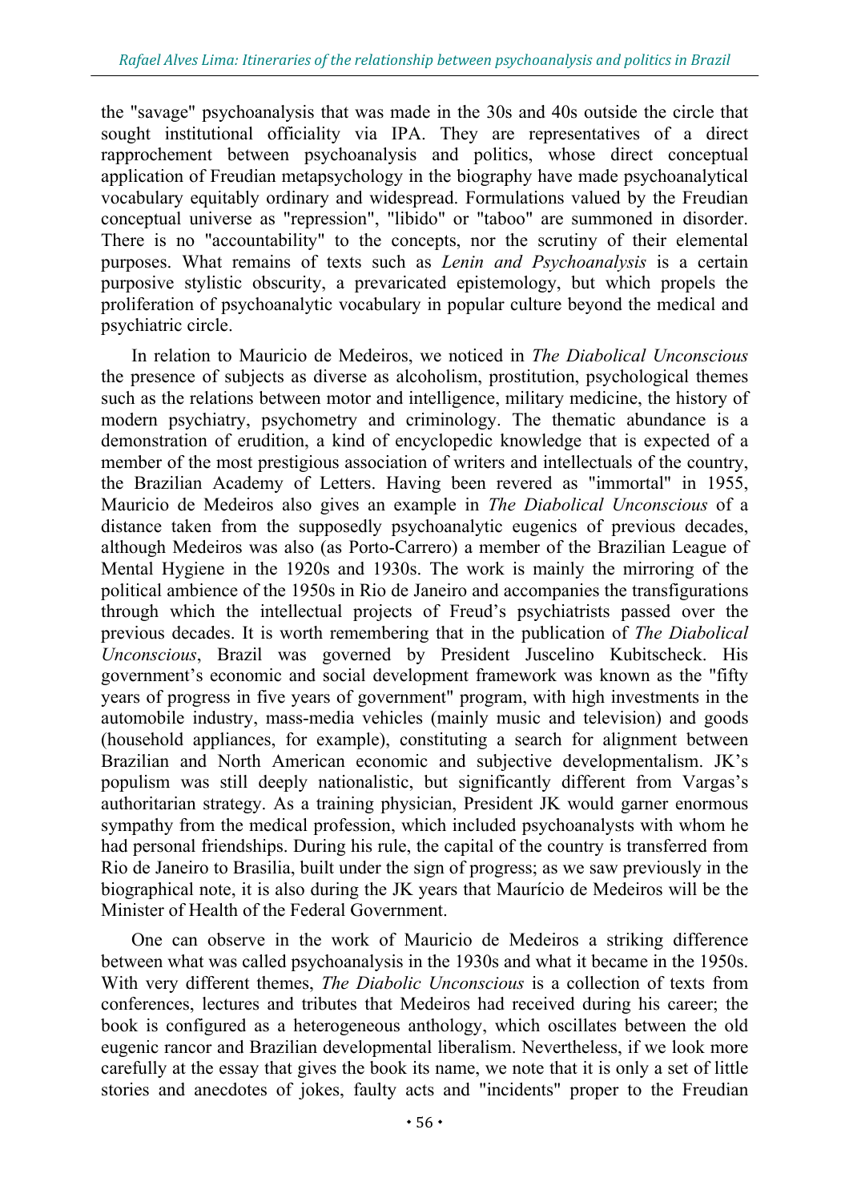the "savage" psychoanalysis that was made in the 30s and 40s outside the circle that sought institutional officiality via IPA. They are representatives of a direct rapprochement between psychoanalysis and politics, whose direct conceptual application of Freudian metapsychology in the biography have made psychoanalytical vocabulary equitably ordinary and widespread. Formulations valued by the Freudian conceptual universe as "repression", "libido" or "taboo" are summoned in disorder. There is no "accountability" to the concepts, nor the scrutiny of their elemental purposes. What remains of texts such as *Lenin and Psychoanalysis* is a certain purposive stylistic obscurity, a prevaricated epistemology, but which propels the proliferation of psychoanalytic vocabulary in popular culture beyond the medical and psychiatric circle.

In relation to Mauricio de Medeiros, we noticed in *The Diabolical Unconscious* the presence of subjects as diverse as alcoholism, prostitution, psychological themes such as the relations between motor and intelligence, military medicine, the history of modern psychiatry, psychometry and criminology. The thematic abundance is a demonstration of erudition, a kind of encyclopedic knowledge that is expected of a member of the most prestigious association of writers and intellectuals of the country, the Brazilian Academy of Letters. Having been revered as "immortal" in 1955, Mauricio de Medeiros also gives an example in *The Diabolical Unconscious* of a distance taken from the supposedly psychoanalytic eugenics of previous decades, although Medeiros was also (as Porto-Carrero) a member of the Brazilian League of Mental Hygiene in the 1920s and 1930s. The work is mainly the mirroring of the political ambience of the 1950s in Rio de Janeiro and accompanies the transfigurations through which the intellectual projects of Freud's psychiatrists passed over the previous decades. It is worth remembering that in the publication of *The Diabolical Unconscious*, Brazil was governed by President Juscelino Kubitscheck. His government's economic and social development framework was known as the "fifty years of progress in five years of government" program, with high investments in the automobile industry, mass-media vehicles (mainly music and television) and goods (household appliances, for example), constituting a search for alignment between Brazilian and North American economic and subjective developmentalism. JK's populism was still deeply nationalistic, but significantly different from Vargas's authoritarian strategy. As a training physician, President JK would garner enormous sympathy from the medical profession, which included psychoanalysts with whom he had personal friendships. During his rule, the capital of the country is transferred from Rio de Janeiro to Brasilia, built under the sign of progress; as we saw previously in the biographical note, it is also during the JK years that Maurício de Medeiros will be the Minister of Health of the Federal Government.

One can observe in the work of Mauricio de Medeiros a striking difference between what was called psychoanalysis in the 1930s and what it became in the 1950s. With very different themes, *The Diabolic Unconscious* is a collection of texts from conferences, lectures and tributes that Medeiros had received during his career; the book is configured as a heterogeneous anthology, which oscillates between the old eugenic rancor and Brazilian developmental liberalism. Nevertheless, if we look more carefully at the essay that gives the book its name, we note that it is only a set of little stories and anecdotes of jokes, faulty acts and "incidents" proper to the Freudian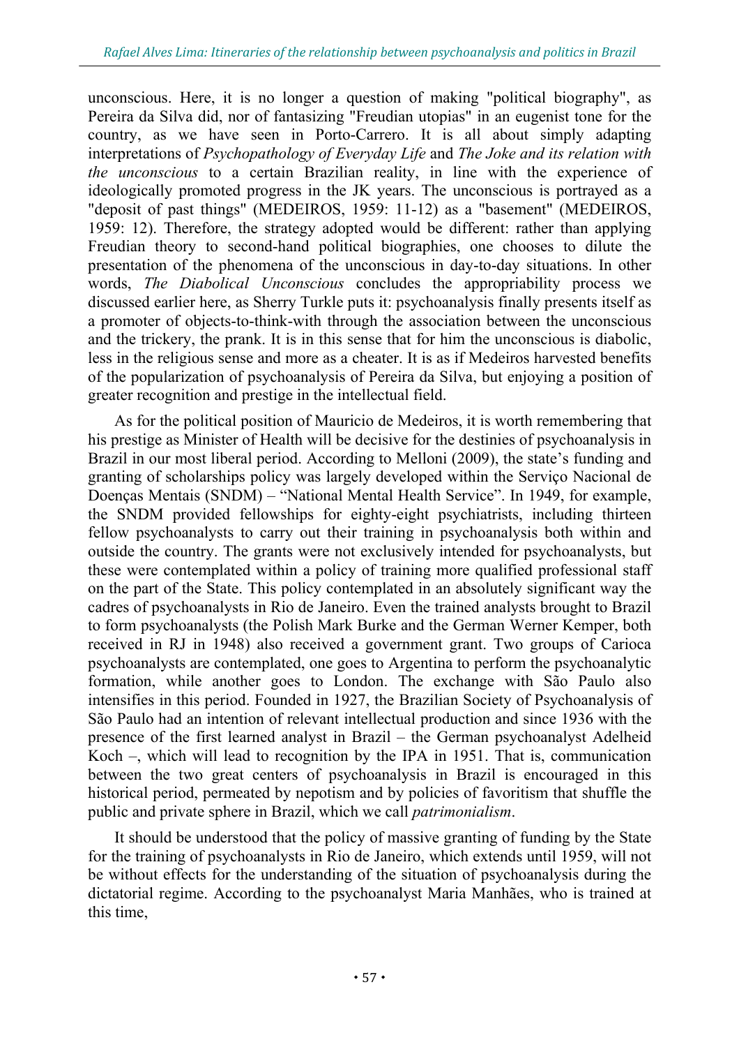unconscious. Here, it is no longer a question of making "political biography", as Pereira da Silva did, nor of fantasizing "Freudian utopias" in an eugenist tone for the country, as we have seen in Porto-Carrero. It is all about simply adapting interpretations of *Psychopathology of Everyday Life* and *The Joke and its relation with the unconscious* to a certain Brazilian reality, in line with the experience of ideologically promoted progress in the JK years. The unconscious is portrayed as a "deposit of past things" (MEDEIROS, 1959: 11-12) as a "basement" (MEDEIROS, 1959: 12). Therefore, the strategy adopted would be different: rather than applying Freudian theory to second-hand political biographies, one chooses to dilute the presentation of the phenomena of the unconscious in day-to-day situations. In other words, *The Diabolical Unconscious* concludes the appropriability process we discussed earlier here, as Sherry Turkle puts it: psychoanalysis finally presents itself as a promoter of objects-to-think-with through the association between the unconscious and the trickery, the prank. It is in this sense that for him the unconscious is diabolic, less in the religious sense and more as a cheater. It is as if Medeiros harvested benefits of the popularization of psychoanalysis of Pereira da Silva, but enjoying a position of greater recognition and prestige in the intellectual field.

As for the political position of Mauricio de Medeiros, it is worth remembering that his prestige as Minister of Health will be decisive for the destinies of psychoanalysis in Brazil in our most liberal period. According to Melloni (2009), the state's funding and granting of scholarships policy was largely developed within the Serviço Nacional de Doenças Mentais (SNDM) – "National Mental Health Service". In 1949, for example, the SNDM provided fellowships for eighty-eight psychiatrists, including thirteen fellow psychoanalysts to carry out their training in psychoanalysis both within and outside the country. The grants were not exclusively intended for psychoanalysts, but these were contemplated within a policy of training more qualified professional staff on the part of the State. This policy contemplated in an absolutely significant way the cadres of psychoanalysts in Rio de Janeiro. Even the trained analysts brought to Brazil to form psychoanalysts (the Polish Mark Burke and the German Werner Kemper, both received in RJ in 1948) also received a government grant. Two groups of Carioca psychoanalysts are contemplated, one goes to Argentina to perform the psychoanalytic formation, while another goes to London. The exchange with São Paulo also intensifies in this period. Founded in 1927, the Brazilian Society of Psychoanalysis of São Paulo had an intention of relevant intellectual production and since 1936 with the presence of the first learned analyst in Brazil – the German psychoanalyst Adelheid Koch –, which will lead to recognition by the IPA in 1951. That is, communication between the two great centers of psychoanalysis in Brazil is encouraged in this historical period, permeated by nepotism and by policies of favoritism that shuffle the public and private sphere in Brazil, which we call *patrimonialism*.

It should be understood that the policy of massive granting of funding by the State for the training of psychoanalysts in Rio de Janeiro, which extends until 1959, will not be without effects for the understanding of the situation of psychoanalysis during the dictatorial regime. According to the psychoanalyst Maria Manhães, who is trained at this time,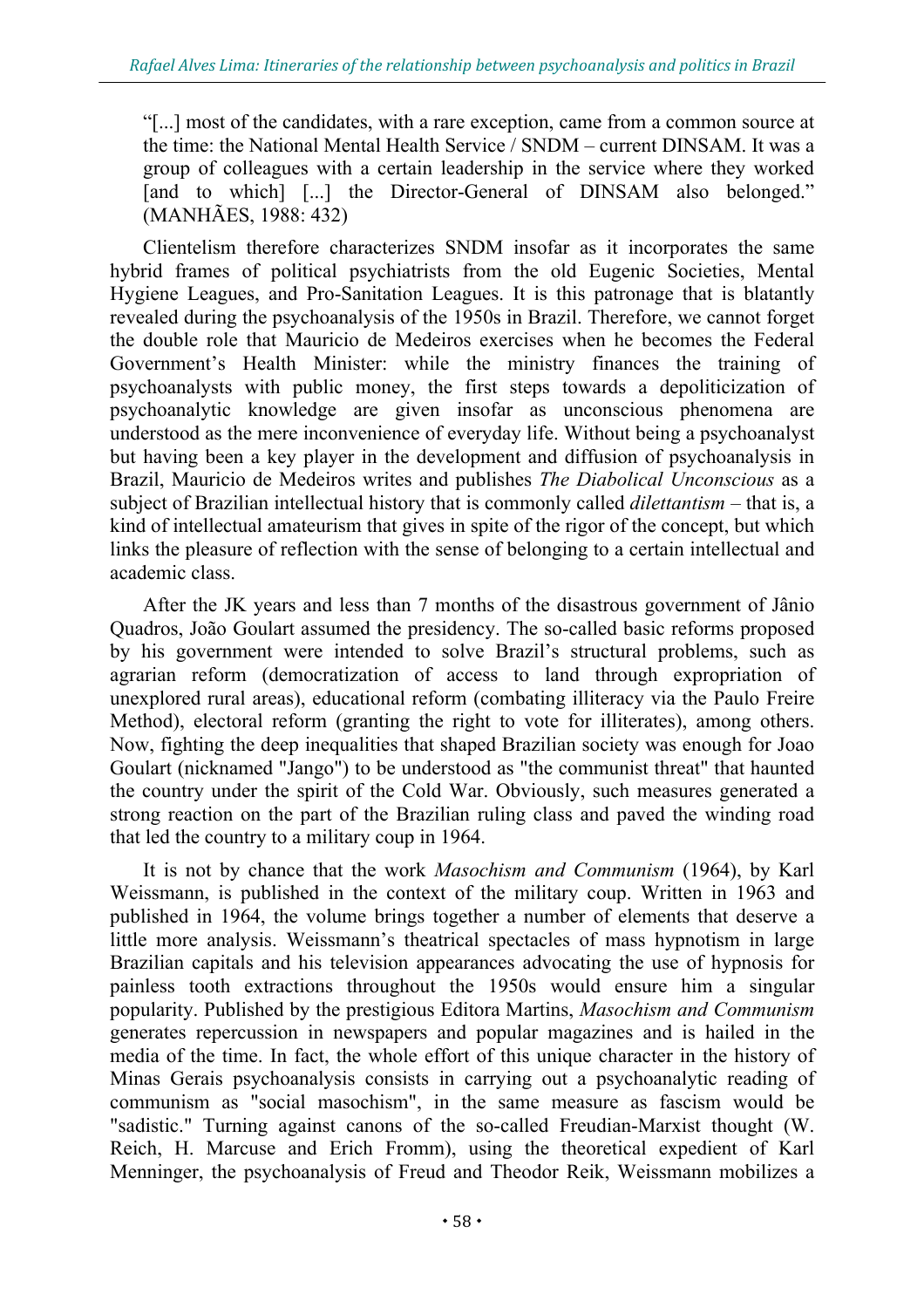"[...] most of the candidates, with a rare exception, came from a common source at the time: the National Mental Health Service / SNDM – current DINSAM. It was a group of colleagues with a certain leadership in the service where they worked [and to which] [...] the Director-General of DINSAM also belonged." (MANHÃES, 1988: 432)

Clientelism therefore characterizes SNDM insofar as it incorporates the same hybrid frames of political psychiatrists from the old Eugenic Societies, Mental Hygiene Leagues, and Pro-Sanitation Leagues. It is this patronage that is blatantly revealed during the psychoanalysis of the 1950s in Brazil. Therefore, we cannot forget the double role that Mauricio de Medeiros exercises when he becomes the Federal Government's Health Minister: while the ministry finances the training of psychoanalysts with public money, the first steps towards a depoliticization of psychoanalytic knowledge are given insofar as unconscious phenomena are understood as the mere inconvenience of everyday life. Without being a psychoanalyst but having been a key player in the development and diffusion of psychoanalysis in Brazil, Mauricio de Medeiros writes and publishes *The Diabolical Unconscious* as a subject of Brazilian intellectual history that is commonly called *dilettantism* – that is, a kind of intellectual amateurism that gives in spite of the rigor of the concept, but which links the pleasure of reflection with the sense of belonging to a certain intellectual and academic class.

After the JK years and less than 7 months of the disastrous government of Jânio Quadros, João Goulart assumed the presidency. The so-called basic reforms proposed by his government were intended to solve Brazil's structural problems, such as agrarian reform (democratization of access to land through expropriation of unexplored rural areas), educational reform (combating illiteracy via the Paulo Freire Method), electoral reform (granting the right to vote for illiterates), among others. Now, fighting the deep inequalities that shaped Brazilian society was enough for Joao Goulart (nicknamed "Jango") to be understood as "the communist threat" that haunted the country under the spirit of the Cold War. Obviously, such measures generated a strong reaction on the part of the Brazilian ruling class and paved the winding road that led the country to a military coup in 1964.

It is not by chance that the work *Masochism and Communism* (1964), by Karl Weissmann, is published in the context of the military coup. Written in 1963 and published in 1964, the volume brings together a number of elements that deserve a little more analysis. Weissmann's theatrical spectacles of mass hypnotism in large Brazilian capitals and his television appearances advocating the use of hypnosis for painless tooth extractions throughout the 1950s would ensure him a singular popularity. Published by the prestigious Editora Martins, *Masochism and Communism* generates repercussion in newspapers and popular magazines and is hailed in the media of the time. In fact, the whole effort of this unique character in the history of Minas Gerais psychoanalysis consists in carrying out a psychoanalytic reading of communism as "social masochism", in the same measure as fascism would be "sadistic." Turning against canons of the so-called Freudian-Marxist thought (W. Reich, H. Marcuse and Erich Fromm), using the theoretical expedient of Karl Menninger, the psychoanalysis of Freud and Theodor Reik, Weissmann mobilizes a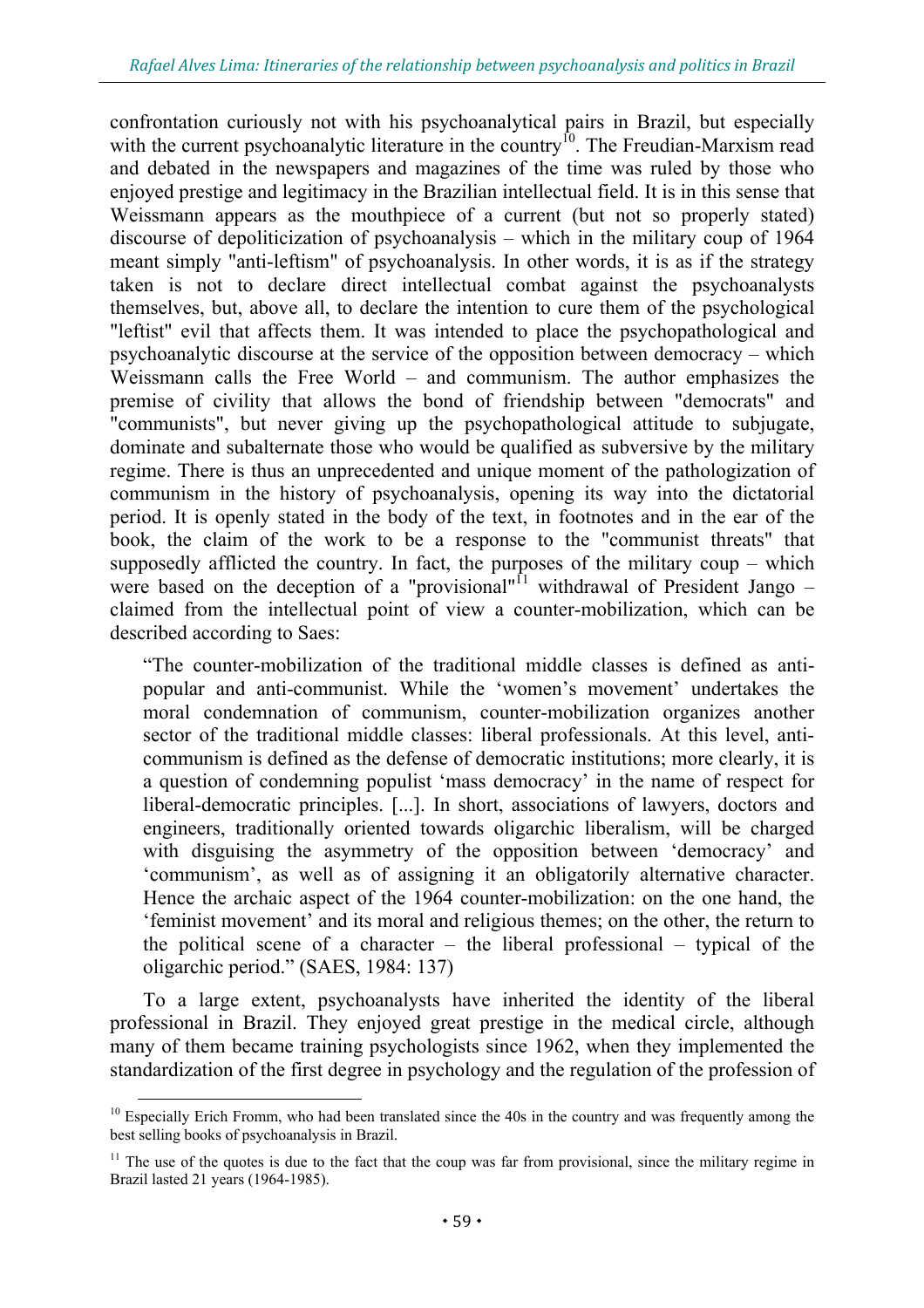confrontation curiously not with his psychoanalytical pairs in Brazil, but especially with the current psychoanalytic literature in the country[10]. The Freudian-Marxism read and debated in the newspapers and magazines of the time was ruled by those who enjoyed prestige and legitimacy in the Brazilian intellectual field. It is in this sense that Weissmann appears as the mouthpiece of a current (but not so properly stated) discourse of depoliticization of psychoanalysis – which in the military coup of 1964 meant simply "anti-leftism" of psychoanalysis. In other words, it is as if the strategy taken is not to declare direct intellectual combat against the psychoanalysts themselves, but, above all, to declare the intention to cure them of the psychological "leftist" evil that affects them. It was intended to place the psychopathological and psychoanalytic discourse at the service of the opposition between democracy – which Weissmann calls the Free World – and communism. The author emphasizes the premise of civility that allows the bond of friendship between "democrats" and "communists", but never giving up the psychopathological attitude to subjugate, dominate and subalternate those who would be qualified as subversive by the military regime. There is thus an unprecedented and unique moment of the pathologization of communism in the history of psychoanalysis, opening its way into the dictatorial period. It is openly stated in the body of the text, in footnotes and in the ear of the book, the claim of the work to be a response to the "communist threats" that supposedly afflicted the country. In fact, the purposes of the military coup – which were based on the deception of a "provisional"[11] withdrawal of President Jango – claimed from the intellectual point of view a counter-mobilization, which can be described according to Saes:

> "The counter-mobilization of the traditional middle classes is defined as anti-popular and anti-communist. While the 'women's movement' undertakes the moral condemnation of communism, counter-mobilization organizes another sector of the traditional middle classes: liberal professionals. At this level, anti-communism is defined as the defense of democratic institutions; more clearly, it is a question of condemning populist 'mass democracy' in the name of respect for liberal-democratic principles. [...]. In short, associations of lawyers, doctors and engineers, traditionally oriented towards oligarchic liberalism, will be charged with disguising the asymmetry of the opposition between 'democracy' and 'communism', as well as of assigning it an obligatorily alternative character. Hence the archaic aspect of the 1964 counter-mobilization: on the one hand, the 'feminist movement' and its moral and religious themes; on the other, the return to the political scene of a character – the liberal professional – typical of the oligarchic period." (SAES, 1984: 137)

To a large extent, psychoanalysts have inherited the identity of the liberal professional in Brazil. They enjoyed great prestige in the medical circle, although many of them became training psychologists since 1962, when they implemented the standardization of the first degree in psychology and the regulation of the profession of

---

[10] Especially Erich Fromm, who had been translated since the 40s in the country and was frequently among the best selling books of psychoanalysis in Brazil.

[11] The use of the quotes is due to the fact that the coup was far from provisional, since the military regime in Brazil lasted 21 years (1964-1985).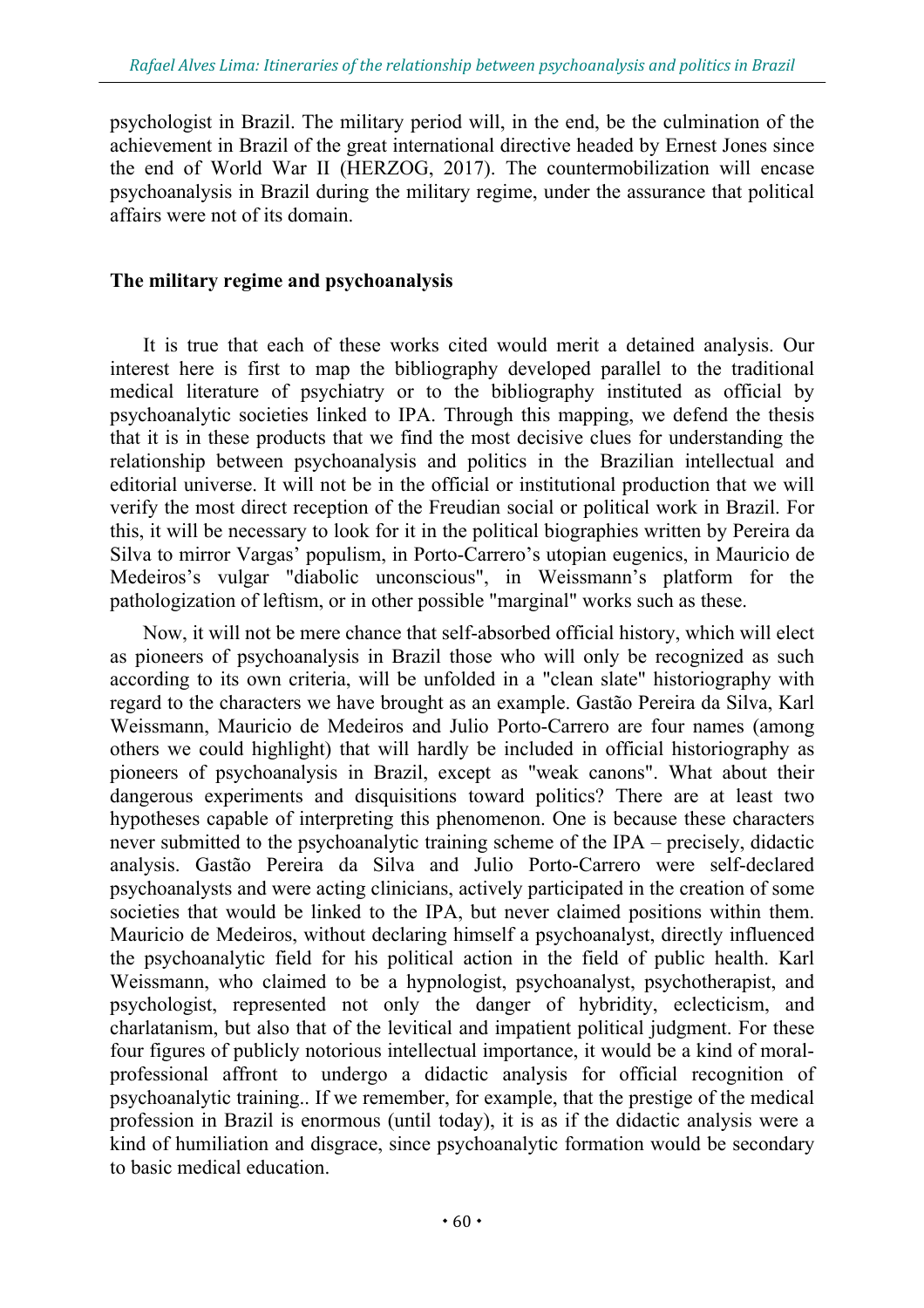psychologist in Brazil. The military period will, in the end, be the culmination of the achievement in Brazil of the great international directive headed by Ernest Jones since the end of World War II (HERZOG, 2017). The countermobilization will encase psychoanalysis in Brazil during the military regime, under the assurance that political affairs were not of its domain.

## The military regime and psychoanalysis

It is true that each of these works cited would merit a detained analysis. Our interest here is first to map the bibliography developed parallel to the traditional medical literature of psychiatry or to the bibliography instituted as official by psychoanalytic societies linked to IPA. Through this mapping, we defend the thesis that it is in these products that we find the most decisive clues for understanding the relationship between psychoanalysis and politics in the Brazilian intellectual and editorial universe. It will not be in the official or institutional production that we will verify the most direct reception of the Freudian social or political work in Brazil. For this, it will be necessary to look for it in the political biographies written by Pereira da Silva to mirror Vargas' populism, in Porto-Carrero's utopian eugenics, in Mauricio de Medeiros's vulgar "diabolic unconscious", in Weissmann's platform for the pathologization of leftism, or in other possible "marginal" works such as these.

Now, it will not be mere chance that self-absorbed official history, which will elect as pioneers of psychoanalysis in Brazil those who will only be recognized as such according to its own criteria, will be unfolded in a "clean slate" historiography with regard to the characters we have brought as an example. Gastão Pereira da Silva, Karl Weissmann, Mauricio de Medeiros and Julio Porto-Carrero are four names (among others we could highlight) that will hardly be included in official historiography as pioneers of psychoanalysis in Brazil, except as "weak canons". What about their dangerous experiments and disquisitions toward politics? There are at least two hypotheses capable of interpreting this phenomenon. One is because these characters never submitted to the psychoanalytic training scheme of the IPA – precisely, didactic analysis. Gastão Pereira da Silva and Julio Porto-Carrero were self-declared psychoanalysts and were acting clinicians, actively participated in the creation of some societies that would be linked to the IPA, but never claimed positions within them. Mauricio de Medeiros, without declaring himself a psychoanalyst, directly influenced the psychoanalytic field for his political action in the field of public health. Karl Weissmann, who claimed to be a hypnologist, psychoanalyst, psychotherapist, and psychologist, represented not only the danger of hybridity, eclecticism, and charlatanism, but also that of the levitical and impatient political judgment. For these four figures of publicly notorious intellectual importance, it would be a kind of moral-professional affront to undergo a didactic analysis for official recognition of psychoanalytic training.. If we remember, for example, that the prestige of the medical profession in Brazil is enormous (until today), it is as if the didactic analysis were a kind of humiliation and disgrace, since psychoanalytic formation would be secondary to basic medical education.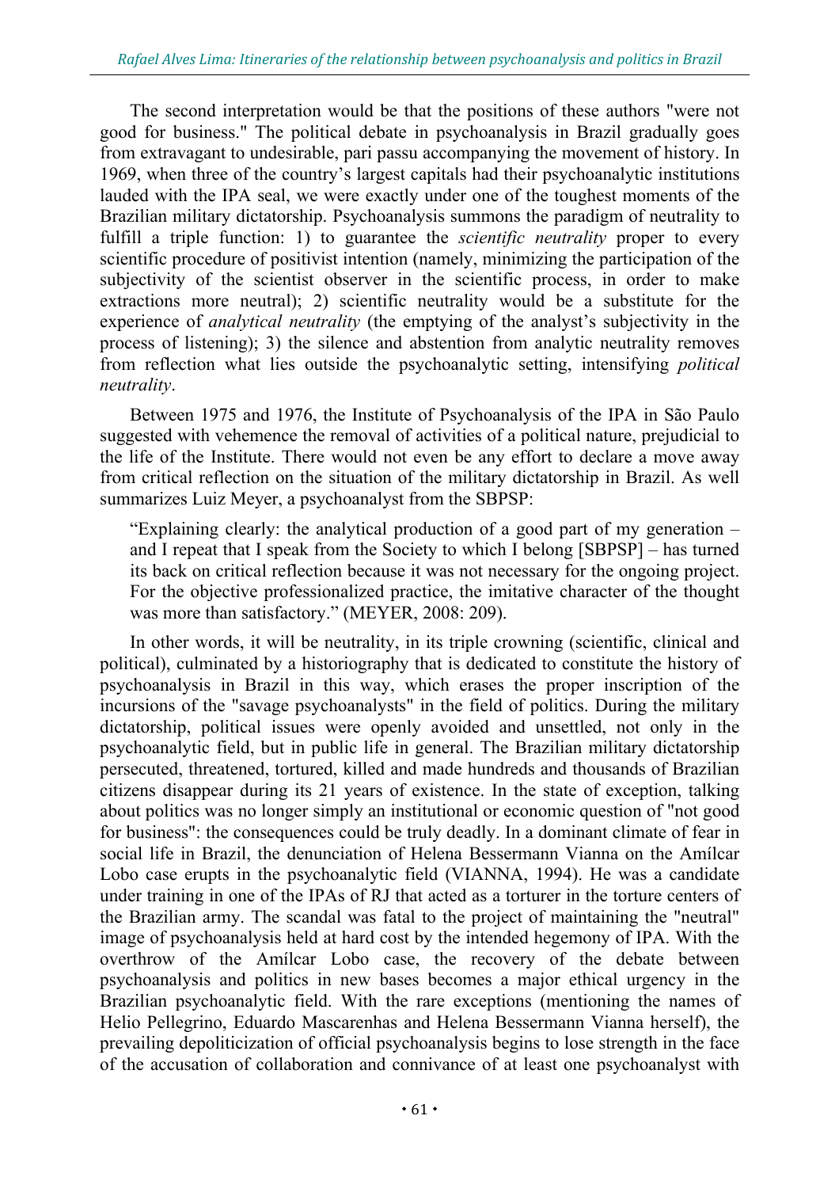The second interpretation would be that the positions of these authors "were not good for business." The political debate in psychoanalysis in Brazil gradually goes from extravagant to undesirable, pari passu accompanying the movement of history. In 1969, when three of the country's largest capitals had their psychoanalytic institutions lauded with the IPA seal, we were exactly under one of the toughest moments of the Brazilian military dictatorship. Psychoanalysis summons the paradigm of neutrality to fulfill a triple function: 1) to guarantee the *scientific neutrality* proper to every scientific procedure of positivist intention (namely, minimizing the participation of the subjectivity of the scientist observer in the scientific process, in order to make extractions more neutral); 2) scientific neutrality would be a substitute for the experience of *analytical neutrality* (the emptying of the analyst's subjectivity in the process of listening); 3) the silence and abstention from analytic neutrality removes from reflection what lies outside the psychoanalytic setting, intensifying *political neutrality*.

Between 1975 and 1976, the Institute of Psychoanalysis of the IPA in São Paulo suggested with vehemence the removal of activities of a political nature, prejudicial to the life of the Institute. There would not even be any effort to declare a move away from critical reflection on the situation of the military dictatorship in Brazil. As well summarizes Luiz Meyer, a psychoanalyst from the SBPSP:

> "Explaining clearly: the analytical production of a good part of my generation – and I repeat that I speak from the Society to which I belong [SBPSP] – has turned its back on critical reflection because it was not necessary for the ongoing project. For the objective professionalized practice, the imitative character of the thought was more than satisfactory." (MEYER, 2008: 209).

In other words, it will be neutrality, in its triple crowning (scientific, clinical and political), culminated by a historiography that is dedicated to constitute the history of psychoanalysis in Brazil in this way, which erases the proper inscription of the incursions of the "savage psychoanalysts" in the field of politics. During the military dictatorship, political issues were openly avoided and unsettled, not only in the psychoanalytic field, but in public life in general. The Brazilian military dictatorship persecuted, threatened, tortured, killed and made hundreds and thousands of Brazilian citizens disappear during its 21 years of existence. In the state of exception, talking about politics was no longer simply an institutional or economic question of "not good for business": the consequences could be truly deadly. In a dominant climate of fear in social life in Brazil, the denunciation of Helena Bessermann Vianna on the Amílcar Lobo case erupts in the psychoanalytic field (VIANNA, 1994). He was a candidate under training in one of the IPAs of RJ that acted as a torturer in the torture centers of the Brazilian army. The scandal was fatal to the project of maintaining the "neutral" image of psychoanalysis held at hard cost by the intended hegemony of IPA. With the overthrow of the Amílcar Lobo case, the recovery of the debate between psychoanalysis and politics in new bases becomes a major ethical urgency in the Brazilian psychoanalytic field. With the rare exceptions (mentioning the names of Helio Pellegrino, Eduardo Mascarenhas and Helena Bessermann Vianna herself), the prevailing depoliticization of official psychoanalysis begins to lose strength in the face of the accusation of collaboration and connivance of at least one psychoanalyst with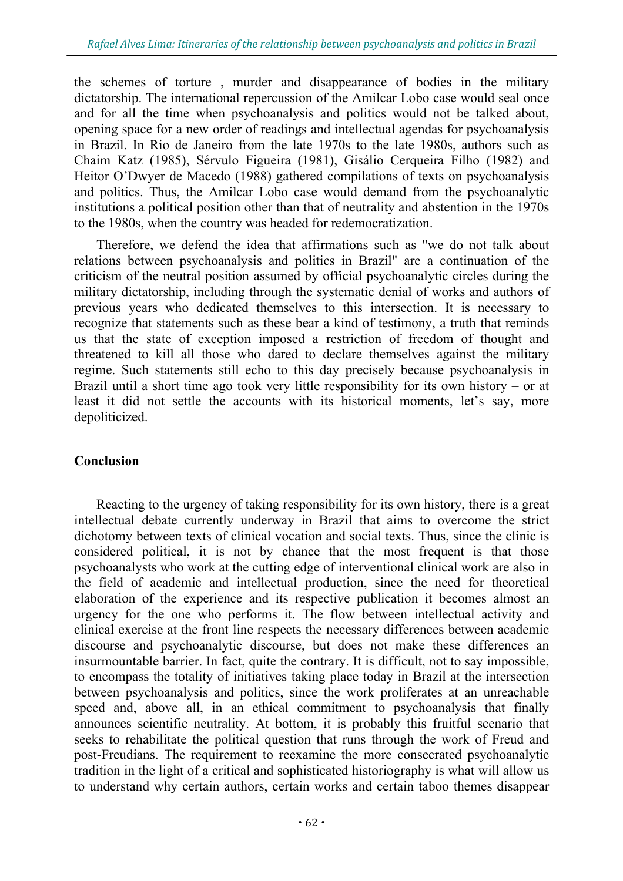the schemes of torture , murder and disappearance of bodies in the military dictatorship. The international repercussion of the Amilcar Lobo case would seal once and for all the time when psychoanalysis and politics would not be talked about, opening space for a new order of readings and intellectual agendas for psychoanalysis in Brazil. In Rio de Janeiro from the late 1970s to the late 1980s, authors such as Chaim Katz (1985), Sérvulo Figueira (1981), Gisálio Cerqueira Filho (1982) and Heitor O'Dwyer de Macedo (1988) gathered compilations of texts on psychoanalysis and politics. Thus, the Amilcar Lobo case would demand from the psychoanalytic institutions a political position other than that of neutrality and abstention in the 1970s to the 1980s, when the country was headed for redemocratization.

Therefore, we defend the idea that affirmations such as "we do not talk about relations between psychoanalysis and politics in Brazil" are a continuation of the criticism of the neutral position assumed by official psychoanalytic circles during the military dictatorship, including through the systematic denial of works and authors of previous years who dedicated themselves to this intersection. It is necessary to recognize that statements such as these bear a kind of testimony, a truth that reminds us that the state of exception imposed a restriction of freedom of thought and threatened to kill all those who dared to declare themselves against the military regime. Such statements still echo to this day precisely because psychoanalysis in Brazil until a short time ago took very little responsibility for its own history – or at least it did not settle the accounts with its historical moments, let's say, more depoliticized.

## Conclusion

Reacting to the urgency of taking responsibility for its own history, there is a great intellectual debate currently underway in Brazil that aims to overcome the strict dichotomy between texts of clinical vocation and social texts. Thus, since the clinic is considered political, it is not by chance that the most frequent is that those psychoanalysts who work at the cutting edge of interventional clinical work are also in the field of academic and intellectual production, since the need for theoretical elaboration of the experience and its respective publication it becomes almost an urgency for the one who performs it. The flow between intellectual activity and clinical exercise at the front line respects the necessary differences between academic discourse and psychoanalytic discourse, but does not make these differences an insurmountable barrier. In fact, quite the contrary. It is difficult, not to say impossible, to encompass the totality of initiatives taking place today in Brazil at the intersection between psychoanalysis and politics, since the work proliferates at an unreachable speed and, above all, in an ethical commitment to psychoanalysis that finally announces scientific neutrality. At bottom, it is probably this fruitful scenario that seeks to rehabilitate the political question that runs through the work of Freud and post-Freudians. The requirement to reexamine the more consecrated psychoanalytic tradition in the light of a critical and sophisticated historiography is what will allow us to understand why certain authors, certain works and certain taboo themes disappear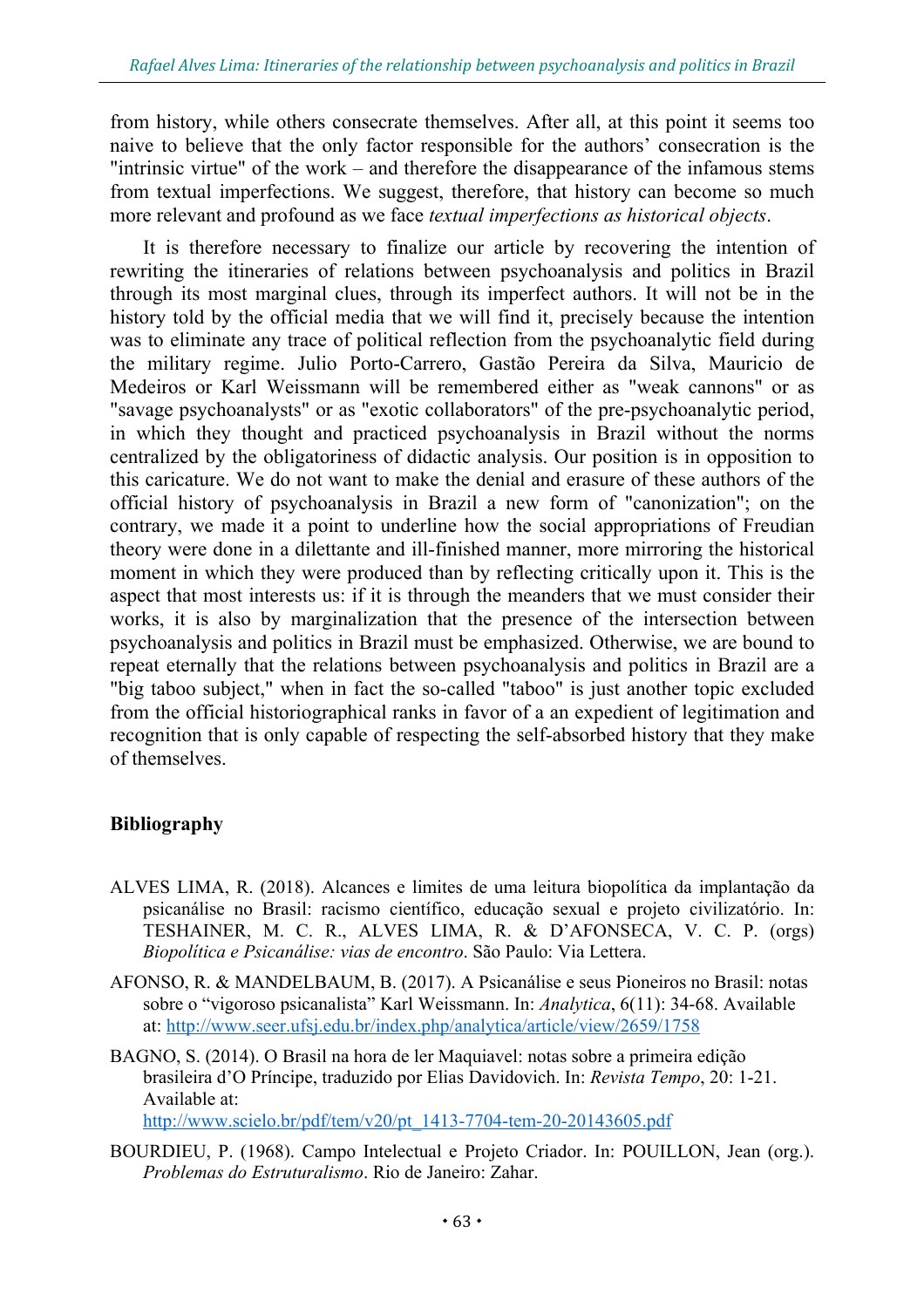from history, while others consecrate themselves. After all, at this point it seems too naive to believe that the only factor responsible for the authors' consecration is the "intrinsic virtue" of the work – and therefore the disappearance of the infamous stems from textual imperfections. We suggest, therefore, that history can become so much more relevant and profound as we face *textual imperfections as historical objects*.

It is therefore necessary to finalize our article by recovering the intention of rewriting the itineraries of relations between psychoanalysis and politics in Brazil through its most marginal clues, through its imperfect authors. It will not be in the history told by the official media that we will find it, precisely because the intention was to eliminate any trace of political reflection from the psychoanalytic field during the military regime. Julio Porto-Carrero, Gastão Pereira da Silva, Mauricio de Medeiros or Karl Weissmann will be remembered either as "weak cannons" or as "savage psychoanalysts" or as "exotic collaborators" of the pre-psychoanalytic period, in which they thought and practiced psychoanalysis in Brazil without the norms centralized by the obligatoriness of didactic analysis. Our position is in opposition to this caricature. We do not want to make the denial and erasure of these authors of the official history of psychoanalysis in Brazil a new form of "canonization"; on the contrary, we made it a point to underline how the social appropriations of Freudian theory were done in a dilettante and ill-finished manner, more mirroring the historical moment in which they were produced than by reflecting critically upon it. This is the aspect that most interests us: if it is through the meanders that we must consider their works, it is also by marginalization that the presence of the intersection between psychoanalysis and politics in Brazil must be emphasized. Otherwise, we are bound to repeat eternally that the relations between psychoanalysis and politics in Brazil are a "big taboo subject," when in fact the so-called "taboo" is just another topic excluded from the official historiographical ranks in favor of a an expedient of legitimation and recognition that is only capable of respecting the self-absorbed history that they make of themselves.

## Bibliography

ALVES LIMA, R. (2018). Alcances e limites de uma leitura biopolítica da implantação da psicanálise no Brasil: racismo científico, educação sexual e projeto civilizatório. In: TESHAINER, M. C. R., ALVES LIMA, R. & D'AFONSECA, V. C. P. (orgs) *Biopolítica e Psicanálise: vias de encontro*. São Paulo: Via Lettera.

AFONSO, R. & MANDELBAUM, B. (2017). A Psicanálise e seus Pioneiros no Brasil: notas sobre o "vigoroso psicanalista" Karl Weissmann. In: *Analytica*, 6(11): 34-68. Available at: http://www.seer.ufsj.edu.br/index.php/analytica/article/view/2659/1758

BAGNO, S. (2014). O Brasil na hora de ler Maquiavel: notas sobre a primeira edição brasileira d'O Príncipe, traduzido por Elias Davidovich. In: *Revista Tempo*, 20: 1-21. Available at: http://www.scielo.br/pdf/tem/v20/pt_1413-7704-tem-20-20143605.pdf

BOURDIEU, P. (1968). Campo Intelectual e Projeto Criador. In: POUILLON, Jean (org.). *Problemas do Estruturalismo*. Rio de Janeiro: Zahar.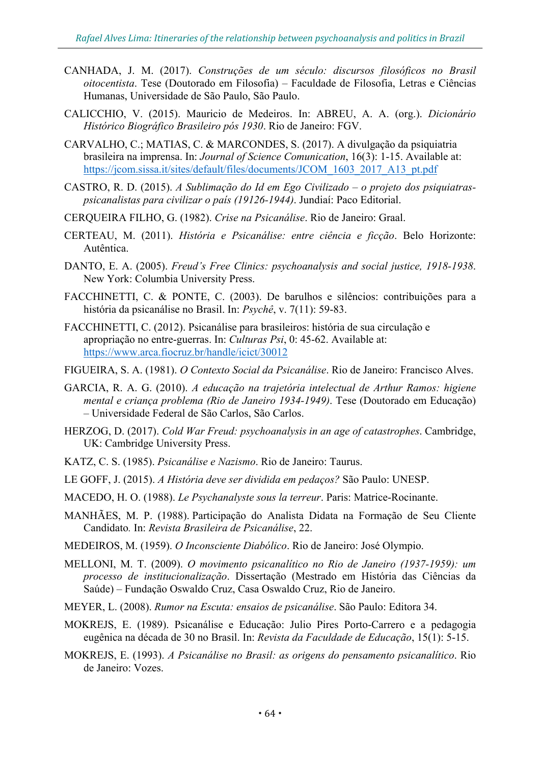CANHADA, J. M. (2017). *Construções de um século: discursos filosóficos no Brasil oitocentista*. Tese (Doutorado em Filosofia) – Faculdade de Filosofia, Letras e Ciências Humanas, Universidade de São Paulo, São Paulo.

CALICCHIO, V. (2015). Mauricio de Medeiros. In: ABREU, A. A. (org.). *Dicionário Histórico Biográfico Brasileiro pós 1930*. Rio de Janeiro: FGV.

CARVALHO, C.; MATIAS, C. & MARCONDES, S. (2017). A divulgação da psiquiatria brasileira na imprensa. In: *Journal of Science Comunication*, 16(3): 1-15. Available at: https://jcom.sissa.it/sites/default/files/documents/JCOM_1603_2017_A13_pt.pdf

CASTRO, R. D. (2015). *A Sublimação do Id em Ego Civilizado – o projeto dos psiquiatras-psicanalistas para civilizar o país (19126-1944)*. Jundiaí: Paco Editorial.

CERQUEIRA FILHO, G. (1982). *Crise na Psicanálise*. Rio de Janeiro: Graal.

CERTEAU, M. (2011). *História e Psicanálise: entre ciência e ficção*. Belo Horizonte: Autêntica.

DANTO, E. A. (2005). *Freud's Free Clinics: psychoanalysis and social justice, 1918-1938*. New York: Columbia University Press.

FACCHINETTI, C. & PONTE, C. (2003). De barulhos e silêncios: contribuições para a história da psicanálise no Brasil. In: *Psychê*, v. 7(11): 59-83.

FACCHINETTI, C. (2012). Psicanálise para brasileiros: história de sua circulação e apropriação no entre-guerras. In: *Culturas Psi*, 0: 45-62. Available at: https://www.arca.fiocruz.br/handle/icict/30012

FIGUEIRA, S. A. (1981). *O Contexto Social da Psicanálise*. Rio de Janeiro: Francisco Alves.

GARCIA, R. A. G. (2010). *A educação na trajetória intelectual de Arthur Ramos: higiene mental e criança problema (Rio de Janeiro 1934-1949)*. Tese (Doutorado em Educação) – Universidade Federal de São Carlos, São Carlos.

HERZOG, D. (2017). *Cold War Freud: psychoanalysis in an age of catastrophes*. Cambridge, UK: Cambridge University Press.

KATZ, C. S. (1985). *Psicanálise e Nazismo*. Rio de Janeiro: Taurus.

LE GOFF, J. (2015). *A História deve ser dividida em pedaços?* São Paulo: UNESP.

MACEDO, H. O. (1988). *Le Psychanalyste sous la terreur*. Paris: Matrice-Rocinante.

MANHÃES, M. P. (1988). Participação do Analista Didata na Formação de Seu Cliente Candidato. In: *Revista Brasileira de Psicanálise*, 22.

MEDEIROS, M. (1959). *O Inconsciente Diabólico*. Rio de Janeiro: José Olympio.

MELLONI, M. T. (2009). *O movimento psicanalítico no Rio de Janeiro (1937-1959): um processo de institucionalização*. Dissertação (Mestrado em História das Ciências da Saúde) – Fundação Oswaldo Cruz, Casa Oswaldo Cruz, Rio de Janeiro.

MEYER, L. (2008). *Rumor na Escuta: ensaios de psicanálise*. São Paulo: Editora 34.

MOKREJS, E. (1989). Psicanálise e Educação: Julio Pires Porto-Carrero e a pedagogia eugênica na década de 30 no Brasil. In: *Revista da Faculdade de Educação*, 15(1): 5-15.

MOKREJS, E. (1993). *A Psicanálise no Brasil: as origens do pensamento psicanalítico*. Rio de Janeiro: Vozes.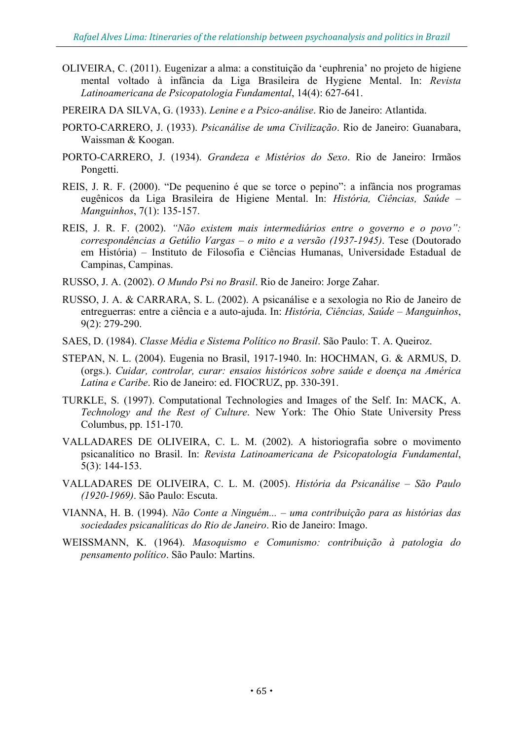OLIVEIRA, C. (2011). Eugenizar a alma: a constituição da 'euphrenia' no projeto de higiene mental voltado à infância da Liga Brasileira de Hygiene Mental. In: *Revista Latinoamericana de Psicopatologia Fundamental*, 14(4): 627-641.

PEREIRA DA SILVA, G. (1933). *Lenine e a Psico-análise*. Rio de Janeiro: Atlantida.

PORTO-CARRERO, J. (1933). *Psicanálise de uma Civilização*. Rio de Janeiro: Guanabara, Waissman & Koogan.

PORTO-CARRERO, J. (1934). *Grandeza e Mistérios do Sexo*. Rio de Janeiro: Irmãos Pongetti.

REIS, J. R. F. (2000). "De pequenino é que se torce o pepino": a infância nos programas eugênicos da Liga Brasileira de Higiene Mental. In: *História, Ciências, Saúde – Manguinhos*, 7(1): 135-157.

REIS, J. R. F. (2002). *"Não existem mais intermediários entre o governo e o povo": correspondências a Getúlio Vargas – o mito e a versão (1937-1945)*. Tese (Doutorado em História) – Instituto de Filosofia e Ciências Humanas, Universidade Estadual de Campinas, Campinas.

RUSSO, J. A. (2002). *O Mundo Psi no Brasil*. Rio de Janeiro: Jorge Zahar.

RUSSO, J. A. & CARRARA, S. L. (2002). A psicanálise e a sexologia no Rio de Janeiro de entreguerras: entre a ciência e a auto-ajuda. In: *História, Ciências, Saúde – Manguinhos*, 9(2): 279-290.

SAES, D. (1984). *Classe Média e Sistema Político no Brasil*. São Paulo: T. A. Queiroz.

STEPAN, N. L. (2004). Eugenia no Brasil, 1917-1940. In: HOCHMAN, G. & ARMUS, D. (orgs.). *Cuidar, controlar, curar: ensaios históricos sobre saúde e doença na América Latina e Caribe*. Rio de Janeiro: ed. FIOCRUZ, pp. 330-391.

TURKLE, S. (1997). Computational Technologies and Images of the Self. In: MACK, A. *Technology and the Rest of Culture*. New York: The Ohio State University Press Columbus, pp. 151-170.

VALLADARES DE OLIVEIRA, C. L. M. (2002). A historiografia sobre o movimento psicanalítico no Brasil. In: *Revista Latinoamericana de Psicopatologia Fundamental*, 5(3): 144-153.

VALLADARES DE OLIVEIRA, C. L. M. (2005). *História da Psicanálise – São Paulo (1920-1969)*. São Paulo: Escuta.

VIANNA, H. B. (1994). *Não Conte a Ninguém... – uma contribuição para as histórias das sociedades psicanalíticas do Rio de Janeiro*. Rio de Janeiro: Imago.

WEISSMANN, K. (1964). *Masoquismo e Comunismo: contribuição à patologia do pensamento político*. São Paulo: Martins.